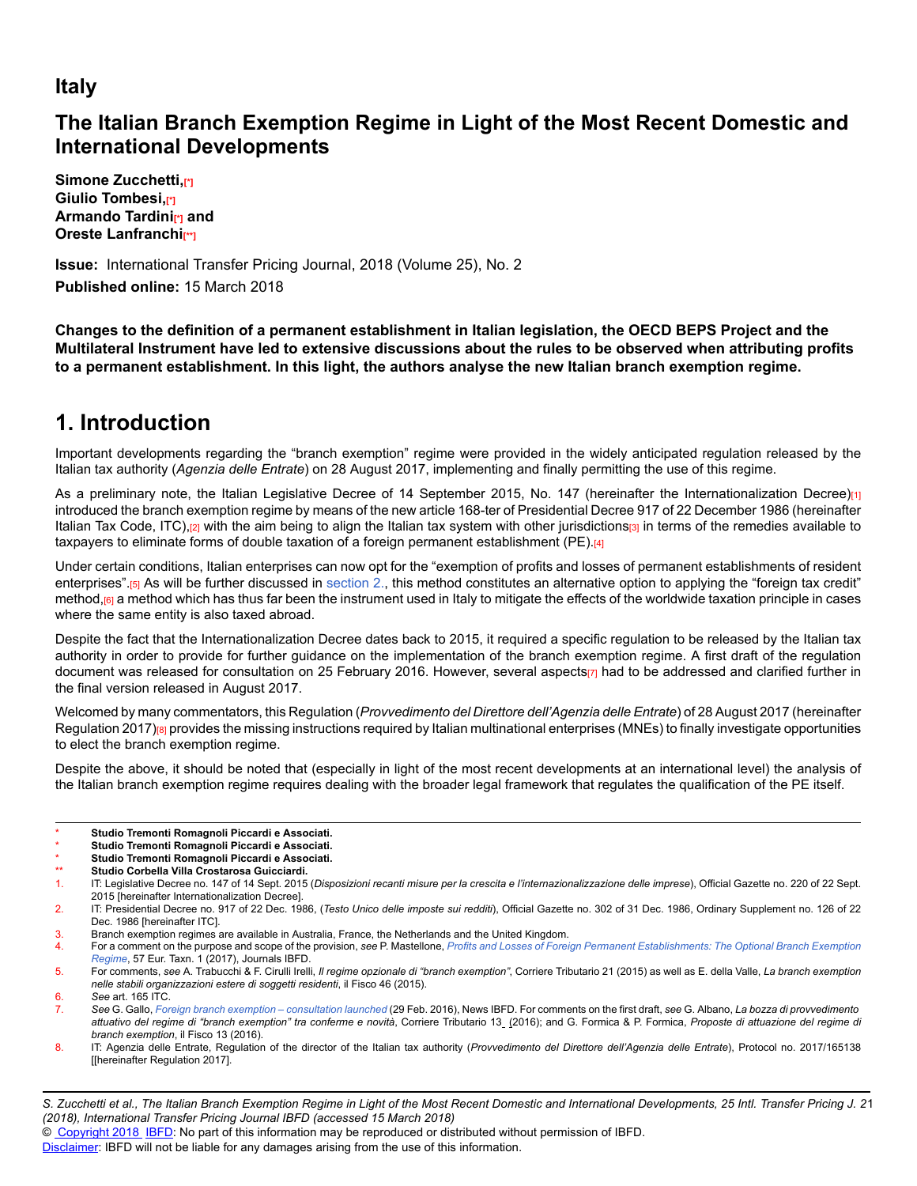# Italy

## The Italian Branch Exemption Regime in Light of the Most Recent Domestic and International Developments

**Simone Zucchetti,[*]**
**Giulio Tombesi,[*]**
**Armando Tardini[*] and**
**Oreste Lanfranchi[**]**

**Issue:** International Transfer Pricing Journal, 2018 (Volume 25), No. 2
**Published online:** 15 March 2018

**Changes to the definition of a permanent establishment in Italian legislation, the OECD BEPS Project and the Multilateral Instrument have led to extensive discussions about the rules to be observed when attributing profits to a permanent establishment. In this light, the authors analyse the new Italian branch exemption regime.**

# 1. Introduction

Important developments regarding the "branch exemption" regime were provided in the widely anticipated regulation released by the Italian tax authority (*Agenzia delle Entrate*) on 28 August 2017, implementing and finally permitting the use of this regime.

As a preliminary note, the Italian Legislative Decree of 14 September 2015, No. 147 (hereinafter the Internationalization Decree)[1] introduced the branch exemption regime by means of the new article 168-ter of Presidential Decree 917 of 22 December 1986 (hereinafter Italian Tax Code, ITC),[2] with the aim being to align the Italian tax system with other jurisdictions[3] in terms of the remedies available to taxpayers to eliminate forms of double taxation of a foreign permanent establishment (PE).[4]

Under certain conditions, Italian enterprises can now opt for the "exemption of profits and losses of permanent establishments of resident enterprises".[5] As will be further discussed in section 2., this method constitutes an alternative option to applying the "foreign tax credit" method,[6] a method which has thus far been the instrument used in Italy to mitigate the effects of the worldwide taxation principle in cases where the same entity is also taxed abroad.

Despite the fact that the Internationalization Decree dates back to 2015, it required a specific regulation to be released by the Italian tax authority in order to provide for further guidance on the implementation of the branch exemption regime. A first draft of the regulation document was released for consultation on 25 February 2016. However, several aspects[7] had to be addressed and clarified further in the final version released in August 2017.

Welcomed by many commentators, this Regulation (*Provvedimento del Direttore dell'Agenzia delle Entrate*) of 28 August 2017 (hereinafter Regulation 2017)[8] provides the missing instructions required by Italian multinational enterprises (MNEs) to finally investigate opportunities to elect the branch exemption regime.

Despite the above, it should be noted that (especially in light of the most recent developments at an international level) the analysis of the Italian branch exemption regime requires dealing with the broader legal framework that regulates the qualification of the PE itself.

---

\* **Studio Tremonti Romagnoli Piccardi e Associati.**
\* **Studio Tremonti Romagnoli Piccardi e Associati.**
\* **Studio Tremonti Romagnoli Piccardi e Associati.**
\*\* **Studio Corbella Villa Crostarosa Guicciardi.**

1. IT: Legislative Decree no. 147 of 14 Sept. 2015 (*Disposizioni recanti misure per la crescita e l'internazionalizzazione delle imprese*), Official Gazette no. 220 of 22 Sept. 2015 [hereinafter Internationalization Decree].
2. IT: Presidential Decree no. 917 of 22 Dec. 1986, (*Testo Unico delle imposte sui redditi*), Official Gazette no. 302 of 31 Dec. 1986, Ordinary Supplement no. 126 of 22 Dec. 1986 [hereinafter ITC].
3. Branch exemption regimes are available in Australia, France, the Netherlands and the United Kingdom.
4. For a comment on the purpose and scope of the provision, *see* P. Mastellone, *Profits and Losses of Foreign Permanent Establishments: The Optional Branch Exemption Regime*, 57 Eur. Taxn. 1 (2017), Journals IBFD.
5. For comments, *see* A. Trabucchi & F. Cirulli Irelli, *Il regime opzionale di "branch exemption"*, Corriere Tributario 21 (2015) as well as E. della Valle, *La branch exemption nelle stabili organizzazioni estere di soggetti residenti*, il Fisco 46 (2015).
6. *See* art. 165 ITC.
7. *See* G. Gallo, *Foreign branch exemption – consultation launched* (29 Feb. 2016), News IBFD. For comments on the first draft, *see* G. Albano, *La bozza di provvedimento attuativo del regime di "branch exemption" tra conferme e novità*, Corriere Tributario 13 (2016); and G. Formica & P. Formica, *Proposte di attuazione del regime di branch exemption*, il Fisco 13 (2016).
8. IT: Agenzia delle Entrate, Regulation of the director of the Italian tax authority (*Provvedimento del Direttore dell'Agenzia delle Entrate*), Protocol no. 2017/165138 [[hereinafter Regulation 2017].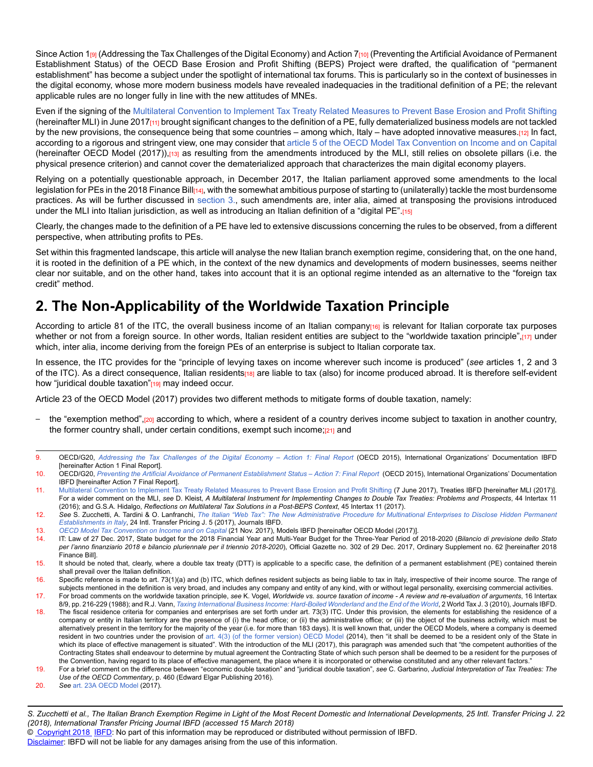Since Action 1[9] (Addressing the Tax Challenges of the Digital Economy) and Action 7[10] (Preventing the Artificial Avoidance of Permanent Establishment Status) of the OECD Base Erosion and Profit Shifting (BEPS) Project were drafted, the qualification of "permanent establishment" has become a subject under the spotlight of international tax forums. This is particularly so in the context of businesses in the digital economy, whose more modern business models have revealed inadequacies in the traditional definition of a PE; the relevant applicable rules are no longer fully in line with the new attitudes of MNEs.

Even if the signing of the Multilateral Convention to Implement Tax Treaty Related Measures to Prevent Base Erosion and Profit Shifting (hereinafter MLI) in June 2017[11] brought significant changes to the definition of a PE, fully dematerialized business models are not tackled by the new provisions, the consequence being that some countries – among which, Italy – have adopted innovative measures.[12] In fact, according to a rigorous and stringent view, one may consider that article 5 of the OECD Model Tax Convention on Income and on Capital (hereinafter OECD Model (2017)),[13] as resulting from the amendments introduced by the MLI, still relies on obsolete pillars (i.e. the physical presence criterion) and cannot cover the dematerialized approach that characterizes the main digital economy players.

Relying on a potentially questionable approach, in December 2017, the Italian parliament approved some amendments to the local legislation for PEs in the 2018 Finance Bill[14], with the somewhat ambitious purpose of starting to (unilaterally) tackle the most burdensome practices. As will be further discussed in section 3., such amendments are, inter alia, aimed at transposing the provisions introduced under the MLI into Italian jurisdiction, as well as introducing an Italian definition of a "digital PE".[15]

Clearly, the changes made to the definition of a PE have led to extensive discussions concerning the rules to be observed, from a different perspective, when attributing profits to PEs.

Set within this fragmented landscape, this article will analyse the new Italian branch exemption regime, considering that, on the one hand, it is rooted in the definition of a PE which, in the context of the new dynamics and developments of modern businesses, seems neither clear nor suitable, and on the other hand, takes into account that it is an optional regime intended as an alternative to the "foreign tax credit" method.

## 2. The Non-Applicability of the Worldwide Taxation Principle

According to article 81 of the ITC, the overall business income of an Italian company[16] is relevant for Italian corporate tax purposes whether or not from a foreign source. In other words, Italian resident entities are subject to the "worldwide taxation principle",[17] under which, inter alia, income deriving from the foreign PEs of an enterprise is subject to Italian corporate tax.

In essence, the ITC provides for the "principle of levying taxes on income wherever such income is produced" (*see* articles 1, 2 and 3 of the ITC). As a direct consequence, Italian residents[18] are liable to tax (also) for income produced abroad. It is therefore self-evident how "juridical double taxation"[19] may indeed occur.

Article 23 of the OECD Model (2017) provides two different methods to mitigate forms of double taxation, namely:

- the "exemption method",[20] according to which, where a resident of a country derives income subject to taxation in another country, the former country shall, under certain conditions, exempt such income;[21] and

---

9. OECD/G20, *Addressing the Tax Challenges of the Digital Economy – Action 1: Final Report* (OECD 2015), International Organizations' Documentation IBFD [hereinafter Action 1 Final Report].
10. OECD/G20, *Preventing the Artificial Avoidance of Permanent Establishment Status – Action 7: Final Report* (OECD 2015), International Organizations' Documentation IBFD [hereinafter Action 7 Final Report].
11. Multilateral Convention to Implement Tax Treaty Related Measures to Prevent Base Erosion and Profit Shifting (7 June 2017), Treaties IBFD [hereinafter MLI (2017)]. For a wider comment on the MLI, *see* D. Kleist, *A Multilateral Instrument for Implementing Changes to Double Tax Treaties: Problems and Prospects*, 44 Intertax 11 (2016); and G.S.A. Hidalgo, *Reflections on Multilateral Tax Solutions in a Post-BEPS Context*, 45 Intertax 11 (2017).
12. *See* S. Zucchetti, A. Tardini & O. Lanfranchi, *The Italian "Web Tax": The New Administrative Procedure for Multinational Enterprises to Disclose Hidden Permanent Establishments in Italy*, 24 Intl. Transfer Pricing J. 5 (2017), Journals IBFD.
13. *OECD Model Tax Convention on Income and on Capital* (21 Nov. 2017), Models IBFD [hereinafter OECD Model (2017)].
14. IT: Law of 27 Dec. 2017, State budget for the 2018 Financial Year and Multi-Year Budget for the Three-Year Period of 2018-2020 (*Bilancio di previsione dello Stato per l'anno finanziario 2018 e bilancio pluriennale per il triennio 2018-2020*), Official Gazette no. 302 of 29 Dec. 2017, Ordinary Supplement no. 62 [hereinafter 2018 Finance Bill].
15. It should be noted that, clearly, where a double tax treaty (DTT) is applicable to a specific case, the definition of a permanent establishment (PE) contained therein shall prevail over the Italian definition.
16. Specific reference is made to art. 73(1)(a) and (b) ITC, which defines resident subjects as being liable to tax in Italy, irrespective of their income source. The range of subjects mentioned in the definition is very broad, and includes any company and entity of any kind, with or without legal personality, exercising commercial activities.
17. For broad comments on the worldwide taxation principle, *see* K. Vogel, *Worldwide vs. source taxation of income - A review and re-evaluation of arguments*, 16 Intertax 8/9, pp. 216-229 (1988); and R.J. Vann, *Taxing International Business Income: Hard-Boiled Wonderland and the End of the World*, 2 World Tax J. 3 (2010), Journals IBFD.
18. The fiscal residence criteria for companies and enterprises are set forth under art. 73(3) ITC. Under this provision, the elements for establishing the residence of a company or entity in Italian territory are the presence of (i) the head office; or (ii) the administrative office; or (iii) the object of the business activity, which must be alternatively present in the territory for the majority of the year (i.e. for more than 183 days). It is well known that, under the OECD Models, where a company is deemed resident in two countries under the provision of art. 4(3) (of the former version) OECD Model (2014), then "it shall be deemed to be a resident only of the State in which its place of effective management is situated". With the introduction of the MLI (2017), this paragraph was amended such that "the competent authorities of the Contracting States shall endeavour to determine by mutual agreement the Contracting State of which such person shall be deemed to be a resident for the purposes of the Convention, having regard to its place of effective management, the place where it is incorporated or otherwise constituted and any other relevant factors."
19. For a brief comment on the difference between "economic double taxation" and "juridical double taxation", *see* C. Garbarino, *Judicial Interpretation of Tax Treaties: The Use of the OECD Commentary*, p. 460 (Edward Elgar Publishing 2016).
20. *See* art. 23A OECD Model (2017).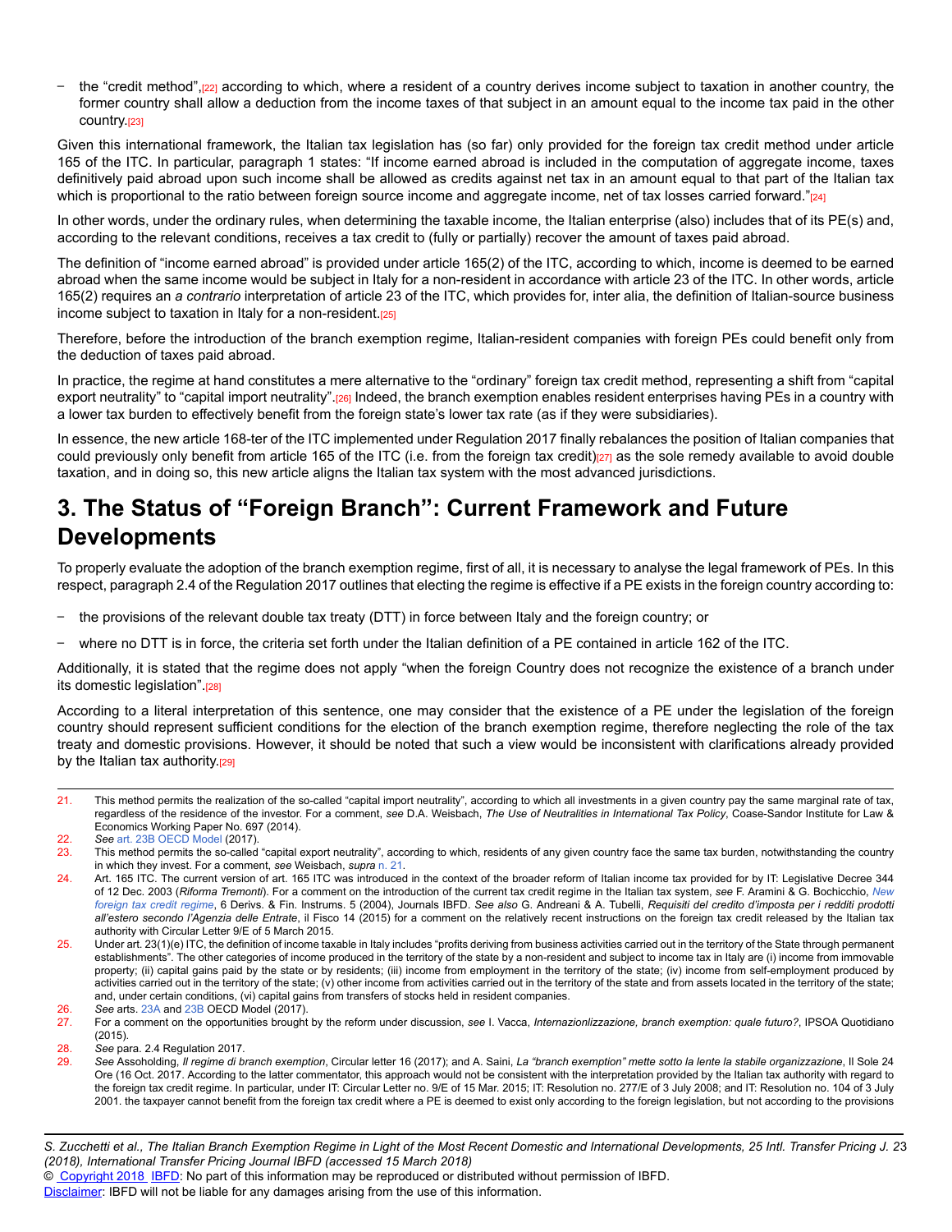– the "credit method",[22] according to which, where a resident of a country derives income subject to taxation in another country, the former country shall allow a deduction from the income taxes of that subject in an amount equal to the income tax paid in the other country.[23]

Given this international framework, the Italian tax legislation has (so far) only provided for the foreign tax credit method under article 165 of the ITC. In particular, paragraph 1 states: "If income earned abroad is included in the computation of aggregate income, taxes definitively paid abroad upon such income shall be allowed as credits against net tax in an amount equal to that part of the Italian tax which is proportional to the ratio between foreign source income and aggregate income, net of tax losses carried forward."[24]

In other words, under the ordinary rules, when determining the taxable income, the Italian enterprise (also) includes that of its PE(s) and, according to the relevant conditions, receives a tax credit to (fully or partially) recover the amount of taxes paid abroad.

The definition of "income earned abroad" is provided under article 165(2) of the ITC, according to which, income is deemed to be earned abroad when the same income would be subject in Italy for a non-resident in accordance with article 23 of the ITC. In other words, article 165(2) requires an *a contrario* interpretation of article 23 of the ITC, which provides for, inter alia, the definition of Italian-source business income subject to taxation in Italy for a non-resident.[25]

Therefore, before the introduction of the branch exemption regime, Italian-resident companies with foreign PEs could benefit only from the deduction of taxes paid abroad.

In practice, the regime at hand constitutes a mere alternative to the "ordinary" foreign tax credit method, representing a shift from "capital export neutrality" to "capital import neutrality".[26] Indeed, the branch exemption enables resident enterprises having PEs in a country with a lower tax burden to effectively benefit from the foreign state's lower tax rate (as if they were subsidiaries).

In essence, the new article 168-ter of the ITC implemented under Regulation 2017 finally rebalances the position of Italian companies that could previously only benefit from article 165 of the ITC (i.e. from the foreign tax credit)[27] as the sole remedy available to avoid double taxation, and in doing so, this new article aligns the Italian tax system with the most advanced jurisdictions.

## 3. The Status of "Foreign Branch": Current Framework and Future Developments

To properly evaluate the adoption of the branch exemption regime, first of all, it is necessary to analyse the legal framework of PEs. In this respect, paragraph 2.4 of the Regulation 2017 outlines that electing the regime is effective if a PE exists in the foreign country according to:

– the provisions of the relevant double tax treaty (DTT) in force between Italy and the foreign country; or

– where no DTT is in force, the criteria set forth under the Italian definition of a PE contained in article 162 of the ITC.

Additionally, it is stated that the regime does not apply "when the foreign Country does not recognize the existence of a branch under its domestic legislation".[28]

According to a literal interpretation of this sentence, one may consider that the existence of a PE under the legislation of the foreign country should represent sufficient conditions for the election of the branch exemption regime, therefore neglecting the role of the tax treaty and domestic provisions. However, it should be noted that such a view would be inconsistent with clarifications already provided by the Italian tax authority.[29]

---

21. This method permits the realization of the so-called "capital import neutrality", according to which all investments in a given country pay the same marginal rate of tax, regardless of the residence of the investor. For a comment, *see* D.A. Weisbach, *The Use of Neutralities in International Tax Policy*, Coase-Sandor Institute for Law & Economics Working Paper No. 697 (2014).
22. *See* art. 23B OECD Model (2017).
23. This method permits the so-called "capital export neutrality", according to which, residents of any given country face the same tax burden, notwithstanding the country in which they invest. For a comment, *see* Weisbach, *supra* n. 21.
24. Art. 165 ITC. The current version of art. 165 ITC was introduced in the context of the broader reform of Italian income tax provided for by IT: Legislative Decree 344 of 12 Dec. 2003 (*Riforma Tremonti*). For a comment on the introduction of the current tax credit regime in the Italian tax system, *see* F. Aramini & G. Bochicchio, *New foreign tax credit regime*, 6 Derivs. & Fin. Instrums. 5 (2004), Journals IBFD. *See also* G. Andreani & A. Tubelli, *Requisiti del credito d'imposta per i redditi prodotti all'estero secondo l'Agenzia delle Entrate*, il Fisco 14 (2015) for a comment on the relatively recent instructions on the foreign tax credit released by the Italian tax authority with Circular Letter 9/E of 5 March 2015.
25. Under art. 23(1)(e) ITC, the definition of income taxable in Italy includes "profits deriving from business activities carried out in the territory of the State through permanent establishments". The other categories of income produced in the territory of the state by a non-resident and subject to income tax in Italy are (i) income from immovable property; (ii) capital gains paid by the state or by residents; (iii) income from employment in the territory of the state; (iv) income from self-employment produced by activities carried out in the territory of the state; (v) other income from activities carried out in the territory of the state and from assets located in the territory of the state; and, under certain conditions, (vi) capital gains from transfers of stocks held in resident companies.
26. *See* arts. 23A and 23B OECD Model (2017).
27. For a comment on the opportunities brought by the reform under discussion, *see* I. Vacca, *Internazionlizzazione, branch exemption: quale futuro?*, IPSOA Quotidiano (2015).
28. *See* para. 2.4 Regulation 2017.
29. *See* Assoholding, *Il regime di branch exemption*, Circular letter 16 (2017); and A. Saini, *La "branch exemption" mette sotto la lente la stabile organizzazione*, Il Sole 24 Ore (16 Oct. 2017. According to the latter commentator, this approach would not be consistent with the interpretation provided by the Italian tax authority with regard to the foreign tax credit regime. In particular, under IT: Circular Letter no. 9/E of 15 Mar. 2015; IT: Resolution no. 277/E of 3 July 2008; and IT: Resolution no. 104 of 3 July 2001. the taxpayer cannot benefit from the foreign tax credit where a PE is deemed to exist only according to the foreign legislation, but not according to the provisions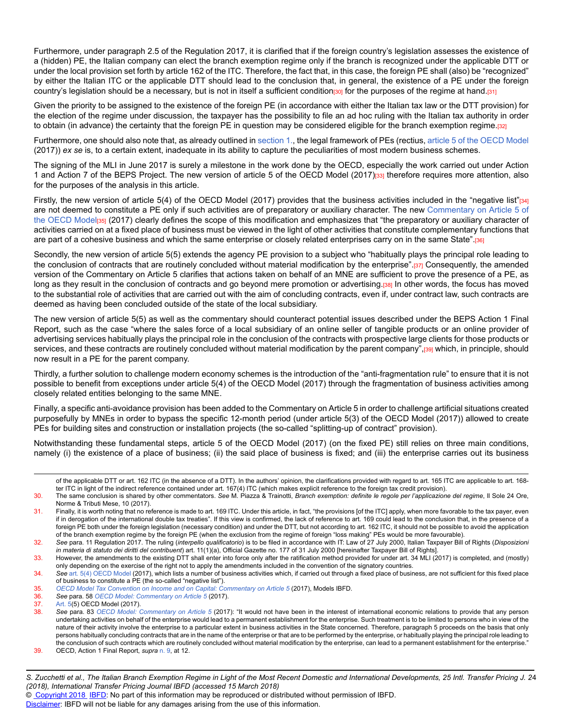Furthermore, under paragraph 2.5 of the Regulation 2017, it is clarified that if the foreign country's legislation assesses the existence of a (hidden) PE, the Italian company can elect the branch exemption regime only if the branch is recognized under the applicable DTT or under the local provision set forth by article 162 of the ITC. Therefore, the fact that, in this case, the foreign PE shall (also) be "recognized" by either the Italian ITC or the applicable DTT should lead to the conclusion that, in general, the existence of a PE under the foreign country's legislation should be a necessary, but is not in itself a sufficient condition[30] for the purposes of the regime at hand.[31]

Given the priority to be assigned to the existence of the foreign PE (in accordance with either the Italian tax law or the DTT provision) for the election of the regime under discussion, the taxpayer has the possibility to file an ad hoc ruling with the Italian tax authority in order to obtain (in advance) the certainty that the foreign PE in question may be considered eligible for the branch exemption regime.[32]

Furthermore, one should also note that, as already outlined in section 1., the legal framework of PEs (rectius, article 5 of the OECD Model (2017)) *ex se* is, to a certain extent, inadequate in its ability to capture the peculiarities of most modern business schemes.

The signing of the MLI in June 2017 is surely a milestone in the work done by the OECD, especially the work carried out under Action 1 and Action 7 of the BEPS Project. The new version of article 5 of the OECD Model (2017)[33] therefore requires more attention, also for the purposes of the analysis in this article.

Firstly, the new version of article 5(4) of the OECD Model (2017) provides that the business activities included in the "negative list"[34] are not deemed to constitute a PE only if such activities are of preparatory or auxiliary character. The new Commentary on Article 5 of the OECD Model[35] (2017) clearly defines the scope of this modification and emphasizes that "the preparatory or auxiliary character of activities carried on at a fixed place of business must be viewed in the light of other activities that constitute complementary functions that are part of a cohesive business and which the same enterprise or closely related enterprises carry on in the same State".[36]

Secondly, the new version of article 5(5) extends the agency PE provision to a subject who "habitually plays the principal role leading to the conclusion of contracts that are routinely concluded without material modification by the enterprise".[37] Consequently, the amended version of the Commentary on Article 5 clarifies that actions taken on behalf of an MNE are sufficient to prove the presence of a PE, as long as they result in the conclusion of contracts and go beyond mere promotion or advertising.[38] In other words, the focus has moved to the substantial role of activities that are carried out with the aim of concluding contracts, even if, under contract law, such contracts are deemed as having been concluded outside of the state of the local subsidiary.

The new version of article 5(5) as well as the commentary should counteract potential issues described under the BEPS Action 1 Final Report, such as the case "where the sales force of a local subsidiary of an online seller of tangible products or an online provider of advertising services habitually plays the principal role in the conclusion of the contracts with prospective large clients for those products or services, and these contracts are routinely concluded without material modification by the parent company",[39] which, in principle, should now result in a PE for the parent company.

Thirdly, a further solution to challenge modern economy schemes is the introduction of the "anti-fragmentation rule" to ensure that it is not possible to benefit from exceptions under article 5(4) of the OECD Model (2017) through the fragmentation of business activities among closely related entities belonging to the same MNE.

Finally, a specific anti-avoidance provision has been added to the Commentary on Article 5 in order to challenge artificial situations created purposefully by MNEs in order to bypass the specific 12-month period (under article 5(3) of the OECD Model (2017)) allowed to create PEs for building sites and construction or installation projects (the so-called "splitting-up of contract" provision).

Notwithstanding these fundamental steps, article 5 of the OECD Model (2017) (on the fixed PE) still relies on three main conditions, namely (i) the existence of a place of business; (ii) the said place of business is fixed; and (iii) the enterprise carries out its business

---

of the applicable DTT or art. 162 ITC (in the absence of a DTT). In the authors' opinion, the clarifications provided with regard to art. 165 ITC are applicable to art. 168-ter ITC in light of the indirect reference contained under art. 167(4) ITC (which makes explicit reference to the foreign tax credit provision).

30. The same conclusion is shared by other commentators. *See* M. Piazza & Trainotti, *Branch exemption: definite le regole per l'applicazione del regime*, Il Sole 24 Ore, Norme & Tributi Mese, 10 (2017).

31. Finally, it is worth noting that no reference is made to art. 169 ITC. Under this article, in fact, "the provisions [of the ITC] apply, when more favorable to the tax payer, even if in derogation of the international double tax treaties". If this view is confirmed, the lack of reference to art. 169 could lead to the conclusion that, in the presence of a foreign PE both under the foreign legislation (necessary condition) and under the DTT, but not according to art. 162 ITC, it should not be possible to avoid the application of the branch exemption regime by the foreign PE (when the exclusion from the regime of foreign "loss making" PEs would be more favourable).

32. *See* para. 11 Regulation 2017. The ruling (*interpello qualificatorio*) is to be filed in accordance with IT: Law of 27 July 2000, Italian Taxpayer Bill of Rights (*Disposizioni in materia di statuto dei diritti del contribuent*) art. 11(1)(a), Official Gazette no. 177 of 31 July 2000 [hereinafter Taxpayer Bill of Rights].

33. However, the amendments to the existing DTT shall enter into force only after the ratification method provided for under art. 34 MLI (2017) is completed, and (mostly) only depending on the exercise of the right not to apply the amendments included in the convention of the signatory countries.

34. *See* art. 5(4) OECD Model (2017), which lists a number of business activities which, if carried out through a fixed place of business, are not sufficient for this fixed place of business to constitute a PE (the so-called "negative list").

35. *OECD Model Tax Convention on Income and on Capital: Commentary on Article 5* (2017), Models IBFD.

36. *See* para. 58 *OECD Model: Commentary on Article 5* (2017).

37. Art. 5(5) OECD Model (2017).

38. *See* para. 83 *OECD Model: Commentary on Article 5* (2017): "It would not have been in the interest of international economic relations to provide that any person undertaking activities on behalf of the enterprise would lead to a permanent establishment for the enterprise. Such treatment is to be limited to persons who in view of the nature of their activity involve the enterprise to a particular extent in business activities in the State concerned. Therefore, paragraph 5 proceeds on the basis that only persons habitually concluding contracts that are in the name of the enterprise or that are to be performed by the enterprise, or habitually playing the principal role leading to the conclusion of such contracts which are routinely concluded without material modification by the enterprise, can lead to a permanent establishment for the enterprise."

39. OECD, Action 1 Final Report, *supra* n. 9, at 12.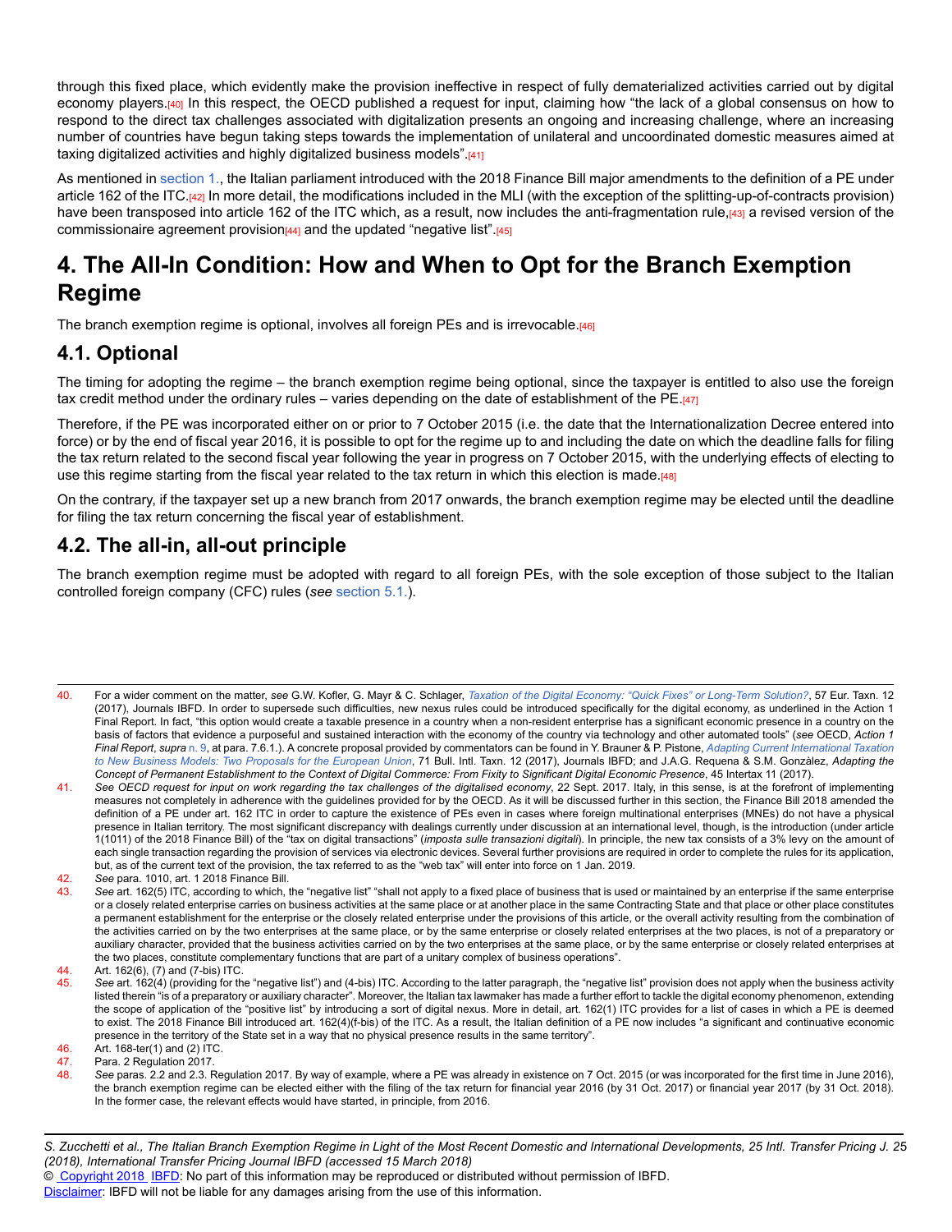through this fixed place, which evidently make the provision ineffective in respect of fully dematerialized activities carried out by digital economy players.[40] In this respect, the OECD published a request for input, claiming how “the lack of a global consensus on how to respond to the direct tax challenges associated with digitalization presents an ongoing and increasing challenge, where an increasing number of countries have begun taking steps towards the implementation of unilateral and uncoordinated domestic measures aimed at taxing digitalized activities and highly digitalized business models”.[41]

As mentioned in section 1., the Italian parliament introduced with the 2018 Finance Bill major amendments to the definition of a PE under article 162 of the ITC.[42] In more detail, the modifications included in the MLI (with the exception of the splitting-up-of-contracts provision) have been transposed into article 162 of the ITC which, as a result, now includes the anti-fragmentation rule,[43] a revised version of the commissionaire agreement provision[44] and the updated “negative list”.[45]

# 4. The All-In Condition: How and When to Opt for the Branch Exemption Regime

The branch exemption regime is optional, involves all foreign PEs and is irrevocable.[46]

## 4.1. Optional

The timing for adopting the regime – the branch exemption regime being optional, since the taxpayer is entitled to also use the foreign tax credit method under the ordinary rules – varies depending on the date of establishment of the PE.[47]

Therefore, if the PE was incorporated either on or prior to 7 October 2015 (i.e. the date that the Internationalization Decree entered into force) or by the end of fiscal year 2016, it is possible to opt for the regime up to and including the date on which the deadline falls for filing the tax return related to the second fiscal year following the year in progress on 7 October 2015, with the underlying effects of electing to use this regime starting from the fiscal year related to the tax return in which this election is made.[48]

On the contrary, if the taxpayer set up a new branch from 2017 onwards, the branch exemption regime may be elected until the deadline for filing the tax return concerning the fiscal year of establishment.

## 4.2. The all-in, all-out principle

The branch exemption regime must be adopted with regard to all foreign PEs, with the sole exception of those subject to the Italian controlled foreign company (CFC) rules (*see* section 5.1.).

---

40. For a wider comment on the matter, *see* G.W. Kofler, G. Mayr & C. Schlager, *Taxation of the Digital Economy: “Quick Fixes” or Long-Term Solution?*, 57 Eur. Taxn. 12 (2017), Journals IBFD. In order to supersede such difficulties, new nexus rules could be introduced specifically for the digital economy, as underlined in the Action 1 Final Report. In fact, “this option would create a taxable presence in a country when a non-resident enterprise has a significant economic presence in a country on the basis of factors that evidence a purposeful and sustained interaction with the economy of the country via technology and other automated tools” (*see* OECD, *Action 1 Final Report*, *supra* n. 9, at para. 7.6.1.). A concrete proposal provided by commentators can be found in Y. Brauner & P. Pistone, *Adapting Current International Taxation to New Business Models: Two Proposals for the European Union*, 71 Bull. Intl. Taxn. 12 (2017), Journals IBFD; and J.A.G. Requena & S.M. Gonzàlez, *Adapting the Concept of Permanent Establishment to the Context of Digital Commerce: From Fixity to Significant Digital Economic Presence*, 45 Intertax 11 (2017).
41. *See OECD request for input on work regarding the tax challenges of the digitalised economy*, 22 Sept. 2017. Italy, in this sense, is at the forefront of implementing measures not completely in adherence with the guidelines provided for by the OECD. As it will be discussed further in this section, the Finance Bill 2018 amended the definition of a PE under art. 162 ITC in order to capture the existence of PEs even in cases where foreign multinational enterprises (MNEs) do not have a physical presence in Italian territory. The most significant discrepancy with dealings currently under discussion at an international level, though, is the introduction (under article 1(1011) of the 2018 Finance Bill) of the “tax on digital transactions” (*imposta sulle transazioni digitali*). In principle, the new tax consists of a 3% levy on the amount of each single transaction regarding the provision of services via electronic devices. Several further provisions are required in order to complete the rules for its application, but, as of the current text of the provision, the tax referred to as the “web tax” will enter into force on 1 Jan. 2019.
42. *See* para. 1010, art. 1 2018 Finance Bill.
43. *See* art. 162(5) ITC, according to which, the “negative list” “shall not apply to a fixed place of business that is used or maintained by an enterprise if the same enterprise or a closely related enterprise carries on business activities at the same place or at another place in the same Contracting State and that place or other place constitutes a permanent establishment for the enterprise or the closely related enterprise under the provisions of this article, or the overall activity resulting from the combination of the activities carried on by the two enterprises at the same place, or by the same enterprise or closely related enterprises at the two places, is not of a preparatory or auxiliary character, provided that the business activities carried on by the two enterprises at the same place, or by the same enterprise or closely related enterprises at the two places, constitute complementary functions that are part of a unitary complex of business operations”.
44. Art. 162(6), (7) and (7-bis) ITC.
45. *See* art. 162(4) (providing for the “negative list”) and (4-bis) ITC. According to the latter paragraph, the “negative list” provision does not apply when the business activity listed therein “is of a preparatory or auxiliary character”. Moreover, the Italian tax lawmaker has made a further effort to tackle the digital economy phenomenon, extending the scope of application of the “positive list” by introducing a sort of digital nexus. More in detail, art. 162(1) ITC provides for a list of cases in which a PE is deemed to exist. The 2018 Finance Bill introduced art. 162(4)(f-bis) of the ITC. As a result, the Italian definition of a PE now includes “a significant and continuative economic presence in the territory of the State set in a way that no physical presence results in the same territory”.
46. Art. 168-ter(1) and (2) ITC.
47. Para. 2 Regulation 2017.
48. *See* paras. 2.2 and 2.3. Regulation 2017. By way of example, where a PE was already in existence on 7 Oct. 2015 (or was incorporated for the first time in June 2016), the branch exemption regime can be elected either with the filing of the tax return for financial year 2016 (by 31 Oct. 2017) or financial year 2017 (by 31 Oct. 2018). In the former case, the relevant effects would have started, in principle, from 2016.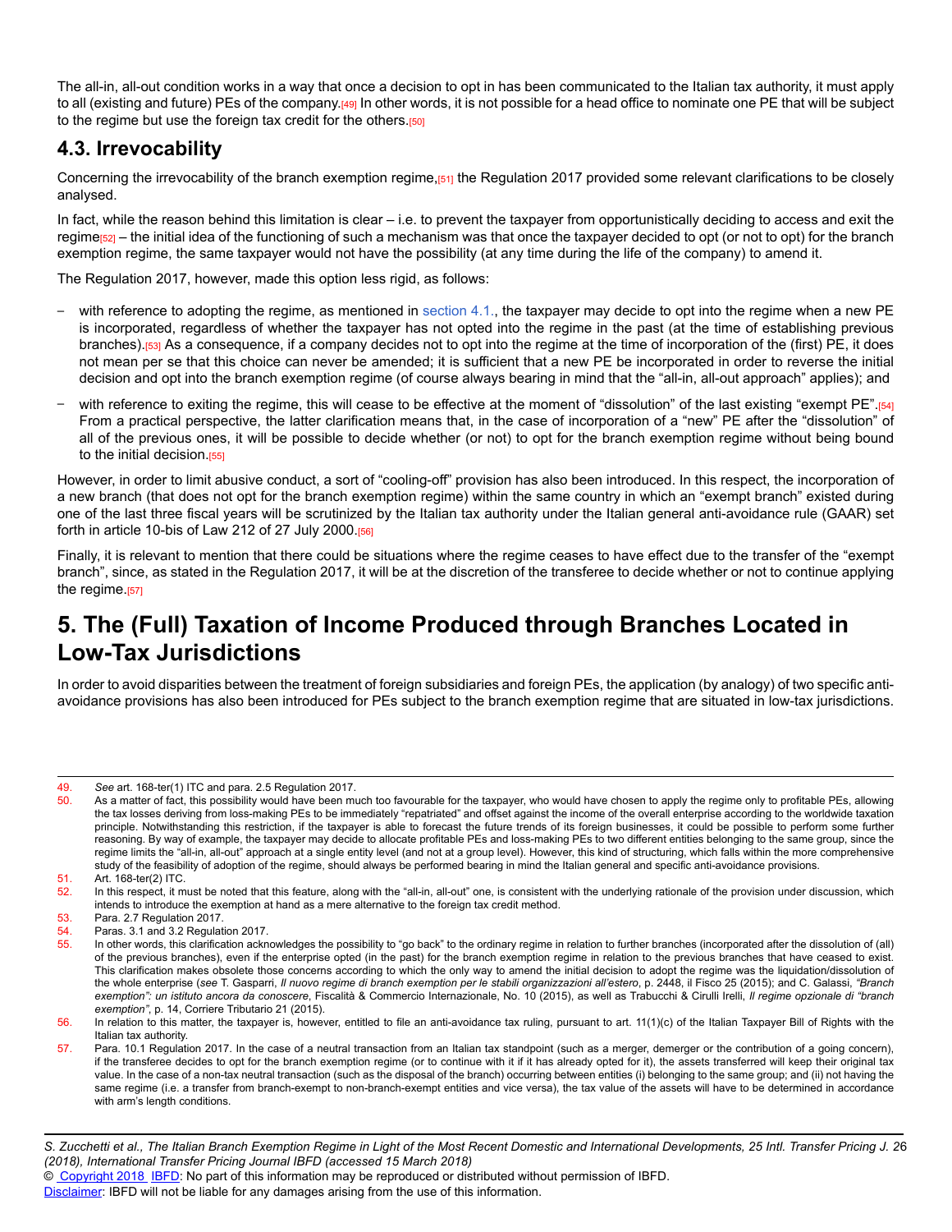The all-in, all-out condition works in a way that once a decision to opt in has been communicated to the Italian tax authority, it must apply to all (existing and future) PEs of the company.[49] In other words, it is not possible for a head office to nominate one PE that will be subject to the regime but use the foreign tax credit for the others.[50]

## 4.3. Irrevocability

Concerning the irrevocability of the branch exemption regime,[51] the Regulation 2017 provided some relevant clarifications to be closely analysed.

In fact, while the reason behind this limitation is clear – i.e. to prevent the taxpayer from opportunistically deciding to access and exit the regime[52] – the initial idea of the functioning of such a mechanism was that once the taxpayer decided to opt (or not to opt) for the branch exemption regime, the same taxpayer would not have the possibility (at any time during the life of the company) to amend it.

The Regulation 2017, however, made this option less rigid, as follows:

- with reference to adopting the regime, as mentioned in section 4.1., the taxpayer may decide to opt into the regime when a new PE is incorporated, regardless of whether the taxpayer has not opted into the regime in the past (at the time of establishing previous branches).[53] As a consequence, if a company decides not to opt into the regime at the time of incorporation of the (first) PE, it does not mean per se that this choice can never be amended; it is sufficient that a new PE be incorporated in order to reverse the initial decision and opt into the branch exemption regime (of course always bearing in mind that the "all-in, all-out approach" applies); and
- with reference to exiting the regime, this will cease to be effective at the moment of "dissolution" of the last existing "exempt PE".[54] From a practical perspective, the latter clarification means that, in the case of incorporation of a "new" PE after the "dissolution" of all of the previous ones, it will be possible to decide whether (or not) to opt for the branch exemption regime without being bound to the initial decision.[55]

However, in order to limit abusive conduct, a sort of "cooling-off" provision has also been introduced. In this respect, the incorporation of a new branch (that does not opt for the branch exemption regime) within the same country in which an "exempt branch" existed during one of the last three fiscal years will be scrutinized by the Italian tax authority under the Italian general anti-avoidance rule (GAAR) set forth in article 10-bis of Law 212 of 27 July 2000.[56]

Finally, it is relevant to mention that there could be situations where the regime ceases to have effect due to the transfer of the "exempt branch", since, as stated in the Regulation 2017, it will be at the discretion of the transferee to decide whether or not to continue applying the regime.[57]

# 5. The (Full) Taxation of Income Produced through Branches Located in Low-Tax Jurisdictions

In order to avoid disparities between the treatment of foreign subsidiaries and foreign PEs, the application (by analogy) of two specific anti-avoidance provisions has also been introduced for PEs subject to the branch exemption regime that are situated in low-tax jurisdictions.

---

49. *See* art. 168-ter(1) ITC and para. 2.5 Regulation 2017.
50. As a matter of fact, this possibility would have been much too favourable for the taxpayer, who would have chosen to apply the regime only to profitable PEs, allowing the tax losses deriving from loss-making PEs to be immediately "repatriated" and offset against the income of the overall enterprise according to the worldwide taxation principle. Notwithstanding this restriction, if the taxpayer is able to forecast the future trends of its foreign businesses, it could be possible to perform some further reasoning. By way of example, the taxpayer may decide to allocate profitable PEs and loss-making PEs to two different entities belonging to the same group, since the regime limits the "all-in, all-out" approach at a single entity level (and not at a group level). However, this kind of structuring, which falls within the more comprehensive study of the feasibility of adoption of the regime, should always be performed bearing in mind the Italian general and specific anti-avoidance provisions.
51. Art. 168-ter(2) ITC.
52. In this respect, it must be noted that this feature, along with the "all-in, all-out" one, is consistent with the underlying rationale of the provision under discussion, which intends to introduce the exemption at hand as a mere alternative to the foreign tax credit method.
53. Para. 2.7 Regulation 2017.
54. Paras. 3.1 and 3.2 Regulation 2017.
55. In other words, this clarification acknowledges the possibility to "go back" to the ordinary regime in relation to further branches (incorporated after the dissolution of (all) of the previous branches), even if the enterprise opted (in the past) for the branch exemption regime in relation to the previous branches that have ceased to exist. This clarification makes obsolete those concerns according to which the only way to amend the initial decision to adopt the regime was the liquidation/dissolution of the whole enterprise (*see* T. Gasparri, *Il nuovo regime di branch exemption per le stabili organizzazioni all'estero*, p. 2448, il Fisco 25 (2015); and C. Galassi, *"Branch exemption": un istituto ancora da conoscere*, Fiscalità & Commercio Internazionale, No. 10 (2015), as well as Trabucchi & Cirulli Irelli, *Il regime opzionale di "branch exemption"*, p. 14, Corriere Tributario 21 (2015).
56. In relation to this matter, the taxpayer is, however, entitled to file an anti-avoidance tax ruling, pursuant to art. 11(1)(c) of the Italian Taxpayer Bill of Rights with the Italian tax authority.
57. Para. 10.1 Regulation 2017. In the case of a neutral transaction from an Italian tax standpoint (such as a merger, demerger or the contribution of a going concern), if the transferee decides to opt for the branch exemption regime (or to continue with it if it has already opted for it), the assets transferred will keep their original tax value. In the case of a non-tax neutral transaction (such as the disposal of the branch) occurring between entities (i) belonging to the same group; and (ii) not having the same regime (i.e. a transfer from branch-exempt to non-branch-exempt entities and vice versa), the tax value of the assets will have to be determined in accordance with arm's length conditions.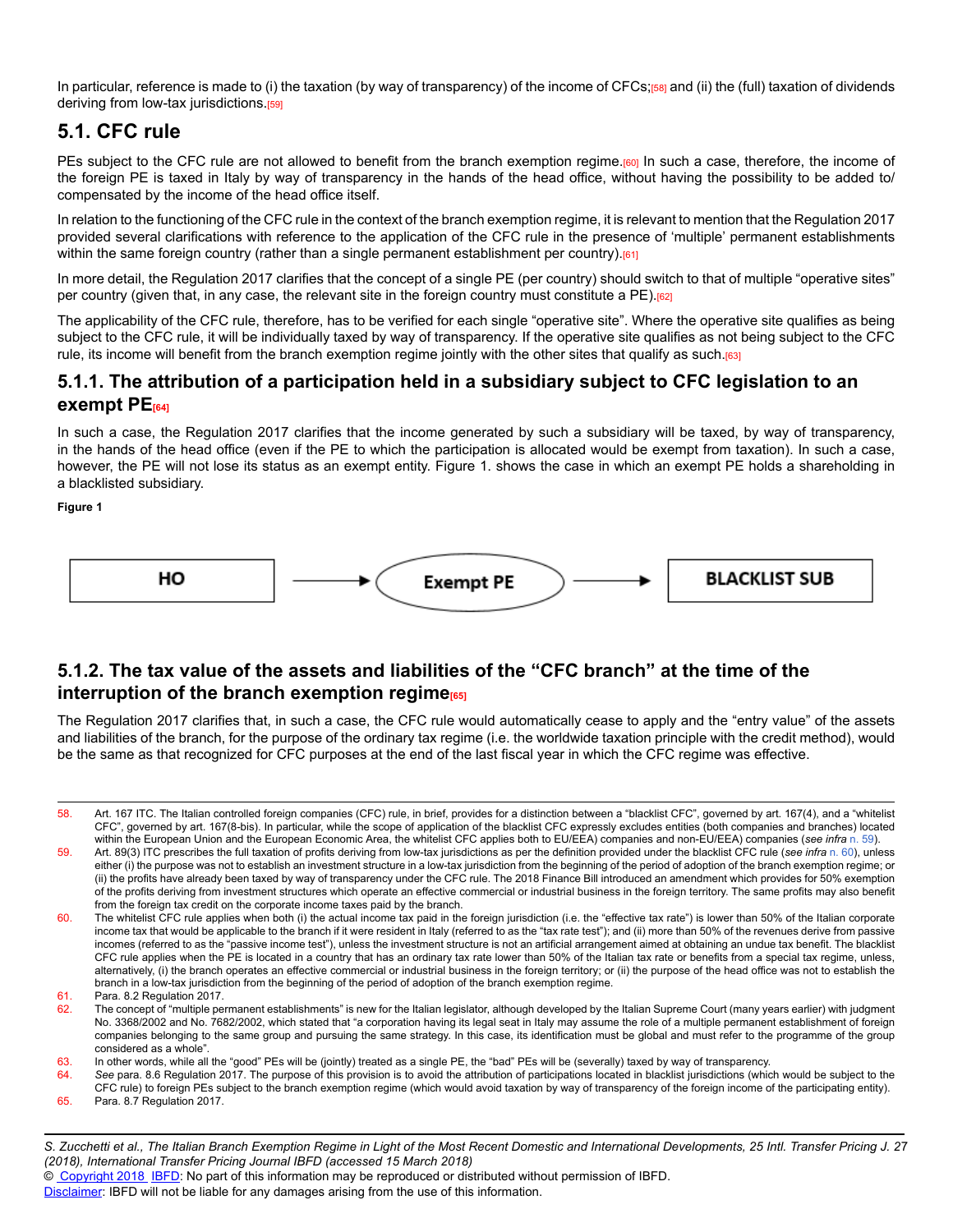In particular, reference is made to (i) the taxation (by way of transparency) of the income of CFCs;[58] and (ii) the (full) taxation of dividends deriving from low-tax jurisdictions.[59]

## 5.1. CFC rule

PEs subject to the CFC rule are not allowed to benefit from the branch exemption regime.[60] In such a case, therefore, the income of the foreign PE is taxed in Italy by way of transparency in the hands of the head office, without having the possibility to be added to/compensated by the income of the head office itself.

In relation to the functioning of the CFC rule in the context of the branch exemption regime, it is relevant to mention that the Regulation 2017 provided several clarifications with reference to the application of the CFC rule in the presence of 'multiple' permanent establishments within the same foreign country (rather than a single permanent establishment per country).[61]

In more detail, the Regulation 2017 clarifies that the concept of a single PE (per country) should switch to that of multiple "operative sites" per country (given that, in any case, the relevant site in the foreign country must constitute a PE).[62]

The applicability of the CFC rule, therefore, has to be verified for each single "operative site". Where the operative site qualifies as being subject to the CFC rule, it will be individually taxed by way of transparency. If the operative site qualifies as not being subject to the CFC rule, its income will benefit from the branch exemption regime jointly with the other sites that qualify as such.[63]

### 5.1.1. The attribution of a participation held in a subsidiary subject to CFC legislation to an exempt PE[64]

In such a case, the Regulation 2017 clarifies that the income generated by such a subsidiary will be taxed, by way of transparency, in the hands of the head office (even if the PE to which the participation is allocated would be exempt from taxation). In such a case, however, the PE will not lose its status as an exempt entity. Figure 1. shows the case in which an exempt PE holds a shareholding in a blacklisted subsidiary.

**Figure 1**

HO → Exempt PE → BLACKLIST SUB

### 5.1.2. The tax value of the assets and liabilities of the "CFC branch" at the time of the interruption of the branch exemption regime[65]

The Regulation 2017 clarifies that, in such a case, the CFC rule would automatically cease to apply and the "entry value" of the assets and liabilities of the branch, for the purpose of the ordinary tax regime (i.e. the worldwide taxation principle with the credit method), would be the same as that recognized for CFC purposes at the end of the last fiscal year in which the CFC regime was effective.

---

58. Art. 167 ITC. The Italian controlled foreign companies (CFC) rule, in brief, provides for a distinction between a "blacklist CFC", governed by art. 167(4), and a "whitelist CFC", governed by art. 167(8-bis). In particular, while the scope of application of the blacklist CFC expressly excludes entities (both companies and branches) located within the European Union and the European Economic Area, the whitelist CFC applies both to EU/EEA) companies and non-EU/EEA) companies (*see infra* n. 59).
59. Art. 89(3) ITC prescribes the full taxation of profits deriving from low-tax jurisdictions as per the definition provided under the blacklist CFC rule (*see infra* n. 60), unless either (i) the purpose was not to establish an investment structure in a low-tax jurisdiction from the beginning of the period of adoption of the branch exemption regime; or (ii) the profits have already been taxed by way of transparency under the CFC rule. The 2018 Finance Bill introduced an amendment which provides for 50% exemption of the profits deriving from investment structures which operate an effective commercial or industrial business in the foreign territory. The same profits may also benefit from the foreign tax credit on the corporate income taxes paid by the branch.
60. The whitelist CFC rule applies when both (i) the actual income tax paid in the foreign jurisdiction (i.e. the "effective tax rate") is lower than 50% of the Italian corporate income tax that would be applicable to the branch if it were resident in Italy (referred to as the "tax rate test"); and (ii) more than 50% of the revenues derive from passive incomes (referred to as the "passive income test"), unless the investment structure is not an artificial arrangement aimed at obtaining an undue tax benefit. The blacklist CFC rule applies when the PE is located in a country that has an ordinary tax rate lower than 50% of the Italian tax rate or benefits from a special tax regime, unless, alternatively, (i) the branch operates an effective commercial or industrial business in the foreign territory; or (ii) the purpose of the head office was not to establish the branch in a low-tax jurisdiction from the beginning of the period of adoption of the branch exemption regime.
61. Para. 8.2 Regulation 2017.
62. The concept of "multiple permanent establishments" is new for the Italian legislator, although developed by the Italian Supreme Court (many years earlier) with judgment No. 3368/2002 and No. 7682/2002, which stated that "a corporation having its legal seat in Italy may assume the role of a multiple permanent establishment of foreign companies belonging to the same group and pursuing the same strategy. In this case, its identification must be global and must refer to the programme of the group considered as a whole".
63. In other words, while all the "good" PEs will be (jointly) treated as a single PE, the "bad" PEs will be (severally) taxed by way of transparency.
64. *See* para. 8.6 Regulation 2017. The purpose of this provision is to avoid the attribution of participations located in blacklist jurisdictions (which would be subject to the CFC rule) to foreign PEs subject to the branch exemption regime (which would avoid taxation by way of transparency of the foreign income of the participating entity).
65. Para. 8.7 Regulation 2017.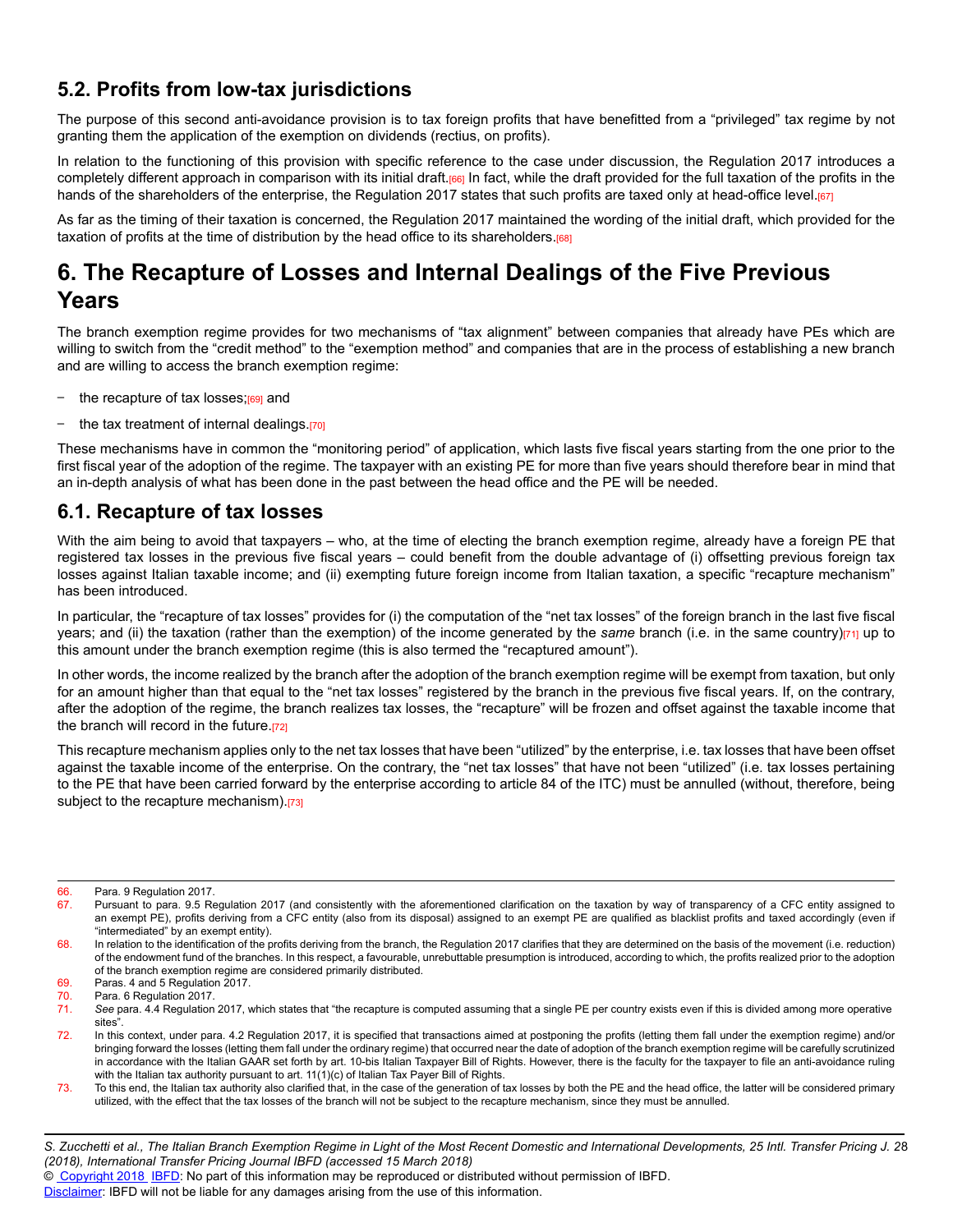## 5.2. Profits from low-tax jurisdictions

The purpose of this second anti-avoidance provision is to tax foreign profits that have benefitted from a "privileged" tax regime by not granting them the application of the exemption on dividends (rectius, on profits).

In relation to the functioning of this provision with specific reference to the case under discussion, the Regulation 2017 introduces a completely different approach in comparison with its initial draft.[66] In fact, while the draft provided for the full taxation of the profits in the hands of the shareholders of the enterprise, the Regulation 2017 states that such profits are taxed only at head-office level.[67]

As far as the timing of their taxation is concerned, the Regulation 2017 maintained the wording of the initial draft, which provided for the taxation of profits at the time of distribution by the head office to its shareholders.[68]

# 6. The Recapture of Losses and Internal Dealings of the Five Previous Years

The branch exemption regime provides for two mechanisms of "tax alignment" between companies that already have PEs which are willing to switch from the "credit method" to the "exemption method" and companies that are in the process of establishing a new branch and are willing to access the branch exemption regime:

- the recapture of tax losses;[69] and
- the tax treatment of internal dealings.[70]

These mechanisms have in common the "monitoring period" of application, which lasts five fiscal years starting from the one prior to the first fiscal year of the adoption of the regime. The taxpayer with an existing PE for more than five years should therefore bear in mind that an in-depth analysis of what has been done in the past between the head office and the PE will be needed.

## 6.1. Recapture of tax losses

With the aim being to avoid that taxpayers – who, at the time of electing the branch exemption regime, already have a foreign PE that registered tax losses in the previous five fiscal years – could benefit from the double advantage of (i) offsetting previous foreign tax losses against Italian taxable income; and (ii) exempting future foreign income from Italian taxation, a specific "recapture mechanism" has been introduced.

In particular, the "recapture of tax losses" provides for (i) the computation of the "net tax losses" of the foreign branch in the last five fiscal years; and (ii) the taxation (rather than the exemption) of the income generated by the *same* branch (i.e. in the same country)[71] up to this amount under the branch exemption regime (this is also termed the "recaptured amount").

In other words, the income realized by the branch after the adoption of the branch exemption regime will be exempt from taxation, but only for an amount higher than that equal to the "net tax losses" registered by the branch in the previous five fiscal years. If, on the contrary, after the adoption of the regime, the branch realizes tax losses, the "recapture" will be frozen and offset against the taxable income that the branch will record in the future.[72]

This recapture mechanism applies only to the net tax losses that have been "utilized" by the enterprise, i.e. tax losses that have been offset against the taxable income of the enterprise. On the contrary, the "net tax losses" that have not been "utilized" (i.e. tax losses pertaining to the PE that have been carried forward by the enterprise according to article 84 of the ITC) must be annulled (without, therefore, being subject to the recapture mechanism).[73]

---

66. Para. 9 Regulation 2017.
67. Pursuant to para. 9.5 Regulation 2017 (and consistently with the aforementioned clarification on the taxation by way of transparency of a CFC entity assigned to an exempt PE), profits deriving from a CFC entity (also from its disposal) assigned to an exempt PE are qualified as blacklist profits and taxed accordingly (even if "intermediated" by an exempt entity).
68. In relation to the identification of the profits deriving from the branch, the Regulation 2017 clarifies that they are determined on the basis of the movement (i.e. reduction) of the endowment fund of the branches. In this respect, a favourable, unrebuttable presumption is introduced, according to which, the profits realized prior to the adoption of the branch exemption regime are considered primarily distributed.
69. Paras. 4 and 5 Regulation 2017.
70. Para. 6 Regulation 2017.
71. *See* para. 4.4 Regulation 2017, which states that "the recapture is computed assuming that a single PE per country exists even if this is divided among more operative sites".
72. In this context, under para. 4.2 Regulation 2017, it is specified that transactions aimed at postponing the profits (letting them fall under the exemption regime) and/or bringing forward the losses (letting them fall under the ordinary regime) that occurred near the date of adoption of the branch exemption regime will be carefully scrutinized in accordance with the Italian GAAR set forth by art. 10-bis Italian Taxpayer Bill of Rights. However, there is the faculty for the taxpayer to file an anti-avoidance ruling with the Italian tax authority pursuant to art. 11(1)(c) of Italian Tax Payer Bill of Rights.
73. To this end, the Italian tax authority also clarified that, in the case of the generation of tax losses by both the PE and the head office, the latter will be considered primary utilized, with the effect that the tax losses of the branch will not be subject to the recapture mechanism, since they must be annulled.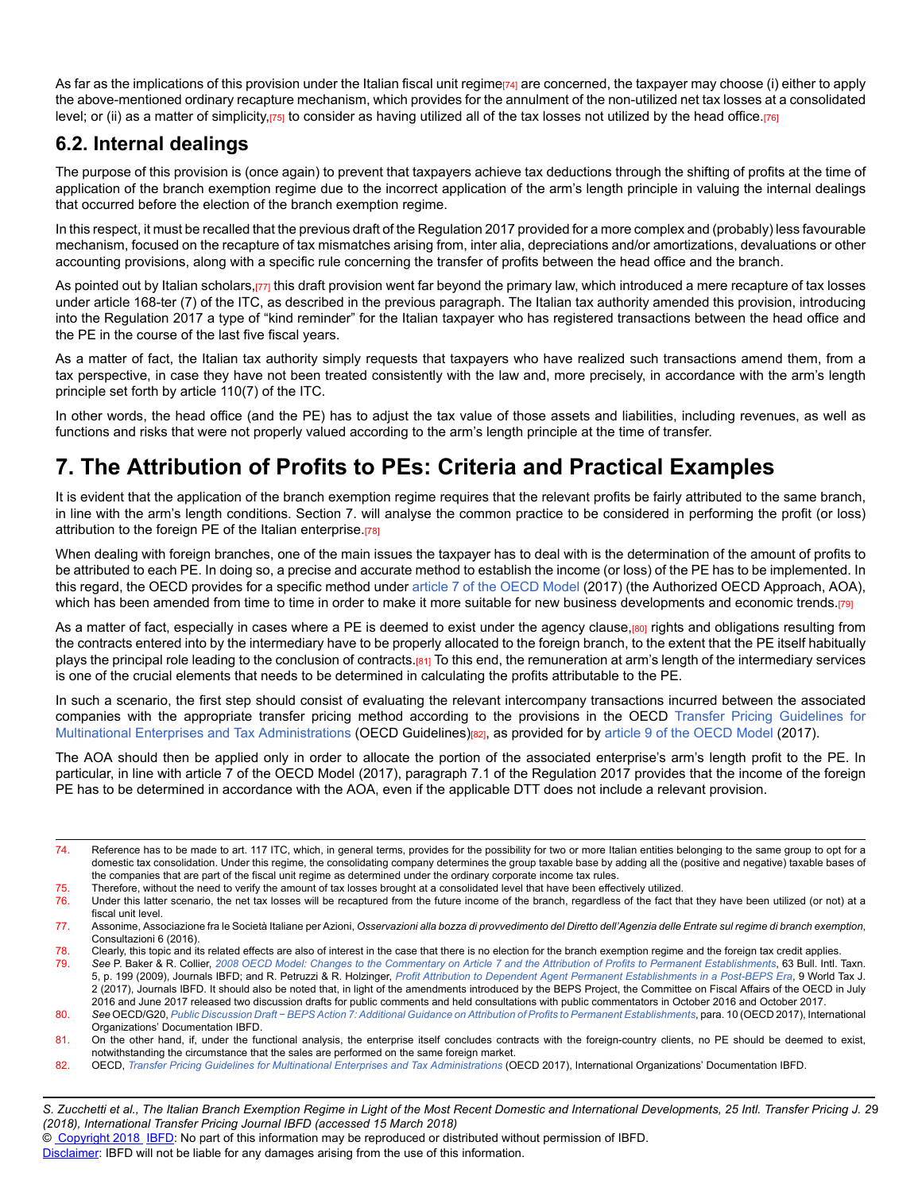As far as the implications of this provision under the Italian fiscal unit regime[74] are concerned, the taxpayer may choose (i) either to apply the above-mentioned ordinary recapture mechanism, which provides for the annulment of the non-utilized net tax losses at a consolidated level; or (ii) as a matter of simplicity,[75] to consider as having utilized all of the tax losses not utilized by the head office.[76]

## 6.2. Internal dealings

The purpose of this provision is (once again) to prevent that taxpayers achieve tax deductions through the shifting of profits at the time of application of the branch exemption regime due to the incorrect application of the arm's length principle in valuing the internal dealings that occurred before the election of the branch exemption regime.

In this respect, it must be recalled that the previous draft of the Regulation 2017 provided for a more complex and (probably) less favourable mechanism, focused on the recapture of tax mismatches arising from, inter alia, depreciations and/or amortizations, devaluations or other accounting provisions, along with a specific rule concerning the transfer of profits between the head office and the branch.

As pointed out by Italian scholars,[77] this draft provision went far beyond the primary law, which introduced a mere recapture of tax losses under article 168-ter (7) of the ITC, as described in the previous paragraph. The Italian tax authority amended this provision, introducing into the Regulation 2017 a type of "kind reminder" for the Italian taxpayer who has registered transactions between the head office and the PE in the course of the last five fiscal years.

As a matter of fact, the Italian tax authority simply requests that taxpayers who have realized such transactions amend them, from a tax perspective, in case they have not been treated consistently with the law and, more precisely, in accordance with the arm's length principle set forth by article 110(7) of the ITC.

In other words, the head office (and the PE) has to adjust the tax value of those assets and liabilities, including revenues, as well as functions and risks that were not properly valued according to the arm's length principle at the time of transfer.

# 7. The Attribution of Profits to PEs: Criteria and Practical Examples

It is evident that the application of the branch exemption regime requires that the relevant profits be fairly attributed to the same branch, in line with the arm's length conditions. Section 7. will analyse the common practice to be considered in performing the profit (or loss) attribution to the foreign PE of the Italian enterprise.[78]

When dealing with foreign branches, one of the main issues the taxpayer has to deal with is the determination of the amount of profits to be attributed to each PE. In doing so, a precise and accurate method to establish the income (or loss) of the PE has to be implemented. In this regard, the OECD provides for a specific method under article 7 of the OECD Model (2017) (the Authorized OECD Approach, AOA), which has been amended from time to time in order to make it more suitable for new business developments and economic trends.[79]

As a matter of fact, especially in cases where a PE is deemed to exist under the agency clause,[80] rights and obligations resulting from the contracts entered into by the intermediary have to be properly allocated to the foreign branch, to the extent that the PE itself habitually plays the principal role leading to the conclusion of contracts.[81] To this end, the remuneration at arm's length of the intermediary services is one of the crucial elements that needs to be determined in calculating the profits attributable to the PE.

In such a scenario, the first step should consist of evaluating the relevant intercompany transactions incurred between the associated companies with the appropriate transfer pricing method according to the provisions in the OECD Transfer Pricing Guidelines for Multinational Enterprises and Tax Administrations (OECD Guidelines)[82], as provided for by article 9 of the OECD Model (2017).

The AOA should then be applied only in order to allocate the portion of the associated enterprise's arm's length profit to the PE. In particular, in line with article 7 of the OECD Model (2017), paragraph 7.1 of the Regulation 2017 provides that the income of the foreign PE has to be determined in accordance with the AOA, even if the applicable DTT does not include a relevant provision.

---

74. Reference has to be made to art. 117 ITC, which, in general terms, provides for the possibility for two or more Italian entities belonging to the same group to opt for a domestic tax consolidation. Under this regime, the consolidating company determines the group taxable base by adding all the (positive and negative) taxable bases of the companies that are part of the fiscal unit regime as determined under the ordinary corporate income tax rules.
75. Therefore, without the need to verify the amount of tax losses brought at a consolidated level that have been effectively utilized.
76. Under this latter scenario, the net tax losses will be recaptured from the future income of the branch, regardless of the fact that they have been utilized (or not) at a fiscal unit level.
77. Assonime, Associazione fra le Società Italiane per Azioni, *Osservazioni alla bozza di provvedimento del Diretto dell'Agenzia delle Entrate sul regime di branch exemption*, Consultazioni 6 (2016).
78. Clearly, this topic and its related effects are also of interest in the case that there is no election for the branch exemption regime and the foreign tax credit applies.
79. *See* P. Baker & R. Collier, *2008 OECD Model: Changes to the Commentary on Article 7 and the Attribution of Profits to Permanent Establishments*, 63 Bull. Intl. Taxn. 5, p. 199 (2009), Journals IBFD; and R. Petruzzi & R. Holzinger, *Profit Attribution to Dependent Agent Permanent Establishments in a Post-BEPS Era*, 9 World Tax J. 2 (2017), Journals IBFD. It should also be noted that, in light of the amendments introduced by the BEPS Project, the Committee on Fiscal Affairs of the OECD in July 2016 and June 2017 released two discussion drafts for public comments and held consultations with public commentators in October 2016 and October 2017.
80. *See* OECD/G20, *Public Discussion Draft – BEPS Action 7: Additional Guidance on Attribution of Profits to Permanent Establishments*, para. 10 (OECD 2017), International Organizations' Documentation IBFD.
81. On the other hand, if, under the functional analysis, the enterprise itself concludes contracts with the foreign-country clients, no PE should be deemed to exist, notwithstanding the circumstance that the sales are performed on the same foreign market.
82. OECD, *Transfer Pricing Guidelines for Multinational Enterprises and Tax Administrations* (OECD 2017), International Organizations' Documentation IBFD.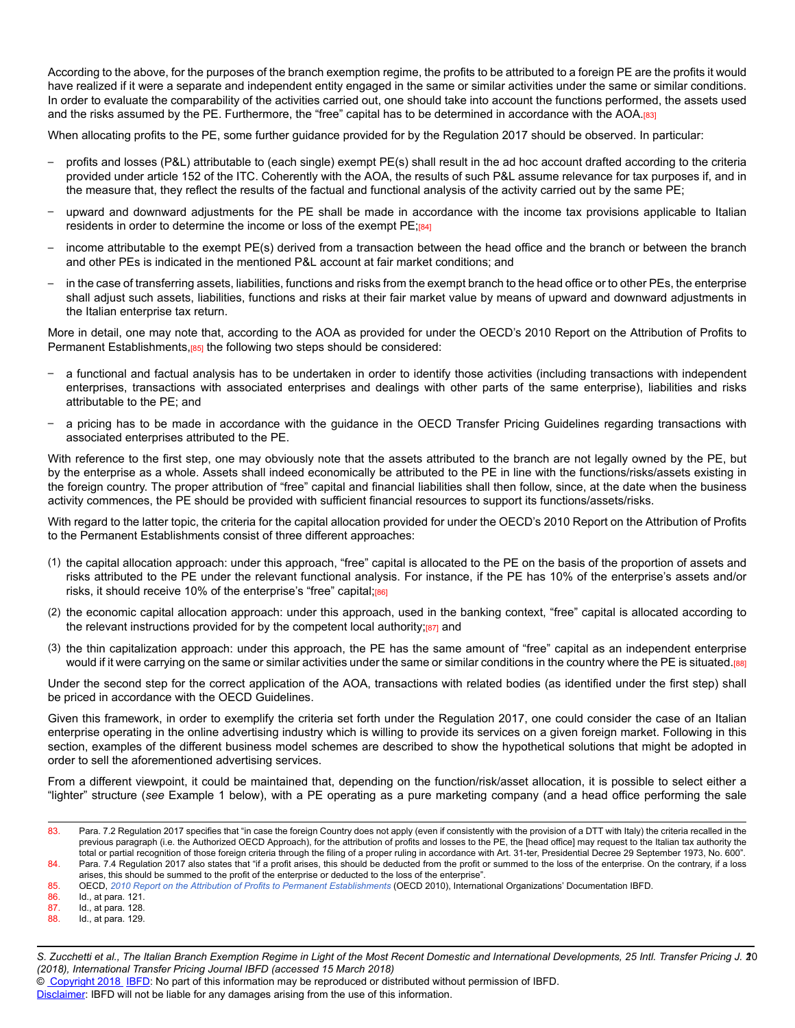According to the above, for the purposes of the branch exemption regime, the profits to be attributed to a foreign PE are the profits it would have realized if it were a separate and independent entity engaged in the same or similar activities under the same or similar conditions. In order to evaluate the comparability of the activities carried out, one should take into account the functions performed, the assets used and the risks assumed by the PE. Furthermore, the "free" capital has to be determined in accordance with the AOA.[83]

When allocating profits to the PE, some further guidance provided for by the Regulation 2017 should be observed. In particular:

- profits and losses (P&L) attributable to (each single) exempt PE(s) shall result in the ad hoc account drafted according to the criteria provided under article 152 of the ITC. Coherently with the AOA, the results of such P&L assume relevance for tax purposes if, and in the measure that, they reflect the results of the factual and functional analysis of the activity carried out by the same PE;
- upward and downward adjustments for the PE shall be made in accordance with the income tax provisions applicable to Italian residents in order to determine the income or loss of the exempt PE;[84]
- income attributable to the exempt PE(s) derived from a transaction between the head office and the branch or between the branch and other PEs is indicated in the mentioned P&L account at fair market conditions; and
- in the case of transferring assets, liabilities, functions and risks from the exempt branch to the head office or to other PEs, the enterprise shall adjust such assets, liabilities, functions and risks at their fair market value by means of upward and downward adjustments in the Italian enterprise tax return.

More in detail, one may note that, according to the AOA as provided for under the OECD's 2010 Report on the Attribution of Profits to Permanent Establishments,[85] the following two steps should be considered:

- a functional and factual analysis has to be undertaken in order to identify those activities (including transactions with independent enterprises, transactions with associated enterprises and dealings with other parts of the same enterprise), liabilities and risks attributable to the PE; and
- a pricing has to be made in accordance with the guidance in the OECD Transfer Pricing Guidelines regarding transactions with associated enterprises attributed to the PE.

With reference to the first step, one may obviously note that the assets attributed to the branch are not legally owned by the PE, but by the enterprise as a whole. Assets shall indeed economically be attributed to the PE in line with the functions/risks/assets existing in the foreign country. The proper attribution of "free" capital and financial liabilities shall then follow, since, at the date when the business activity commences, the PE should be provided with sufficient financial resources to support its functions/assets/risks.

With regard to the latter topic, the criteria for the capital allocation provided for under the OECD's 2010 Report on the Attribution of Profits to the Permanent Establishments consist of three different approaches:

(1) the capital allocation approach: under this approach, "free" capital is allocated to the PE on the basis of the proportion of assets and risks attributed to the PE under the relevant functional analysis. For instance, if the PE has 10% of the enterprise's assets and/or risks, it should receive 10% of the enterprise's "free" capital;[86]

(2) the economic capital allocation approach: under this approach, used in the banking context, "free" capital is allocated according to the relevant instructions provided for by the competent local authority;[87] and

(3) the thin capitalization approach: under this approach, the PE has the same amount of "free" capital as an independent enterprise would if it were carrying on the same or similar activities under the same or similar conditions in the country where the PE is situated.[88]

Under the second step for the correct application of the AOA, transactions with related bodies (as identified under the first step) shall be priced in accordance with the OECD Guidelines.

Given this framework, in order to exemplify the criteria set forth under the Regulation 2017, one could consider the case of an Italian enterprise operating in the online advertising industry which is willing to provide its services on a given foreign market. Following in this section, examples of the different business model schemes are described to show the hypothetical solutions that might be adopted in order to sell the aforementioned advertising services.

From a different viewpoint, it could be maintained that, depending on the function/risk/asset allocation, it is possible to select either a "lighter" structure (*see* Example 1 below), with a PE operating as a pure marketing company (and a head office performing the sale

---

83. Para. 7.2 Regulation 2017 specifies that "in case the foreign Country does not apply (even if consistently with the provision of a DTT with Italy) the criteria recalled in the previous paragraph (i.e. the Authorized OECD Approach), for the attribution of profits and losses to the PE, the [head office] may request to the Italian tax authority the total or partial recognition of those foreign criteria through the filing of a proper ruling in accordance with Art. 31-ter, Presidential Decree 29 September 1973, No. 600".
84. Para. 7.4 Regulation 2017 also states that "if a profit arises, this should be deducted from the profit or summed to the loss of the enterprise. On the contrary, if a loss arises, this should be summed to the profit of the enterprise or deducted to the loss of the enterprise".
85. OECD, *2010 Report on the Attribution of Profits to Permanent Establishments* (OECD 2010), International Organizations' Documentation IBFD.
86. Id., at para. 121.
87. Id., at para. 128.
88. Id., at para. 129.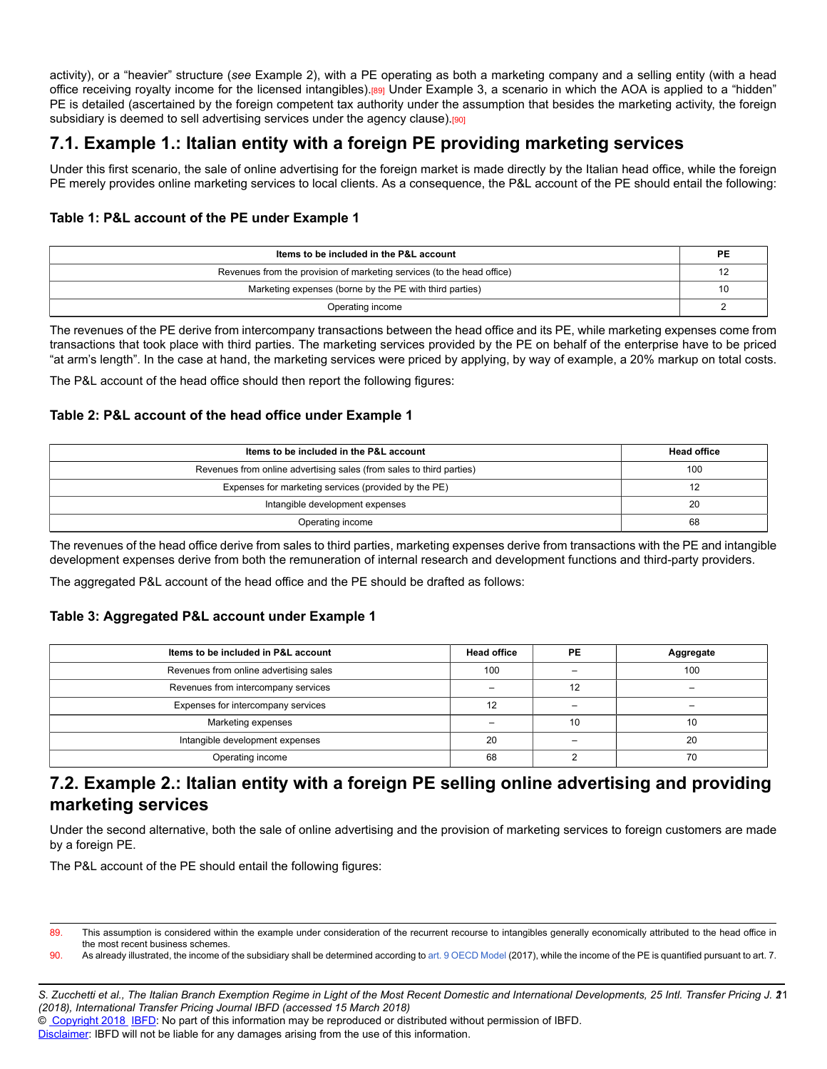activity), or a “heavier” structure (*see* Example 2), with a PE operating as both a marketing company and a selling entity (with a head office receiving royalty income for the licensed intangibles).[89] Under Example 3, a scenario in which the AOA is applied to a “hidden” PE is detailed (ascertained by the foreign competent tax authority under the assumption that besides the marketing activity, the foreign subsidiary is deemed to sell advertising services under the agency clause).[90]

## 7.1. Example 1.: Italian entity with a foreign PE providing marketing services

Under this first scenario, the sale of online advertising for the foreign market is made directly by the Italian head office, while the foreign PE merely provides online marketing services to local clients. As a consequence, the P&L account of the PE should entail the following:

### Table 1: P&L account of the PE under Example 1

| Items to be included in the P&L account | PE |
|---|---|
| Revenues from the provision of marketing services (to the head office) | 12 |
| Marketing expenses (borne by the PE with third parties) | 10 |
| Operating income | 2 |

The revenues of the PE derive from intercompany transactions between the head office and its PE, while marketing expenses come from transactions that took place with third parties. The marketing services provided by the PE on behalf of the enterprise have to be priced “at arm’s length”. In the case at hand, the marketing services were priced by applying, by way of example, a 20% markup on total costs.

The P&L account of the head office should then report the following figures:

### Table 2: P&L account of the head office under Example 1

| Items to be included in the P&L account | Head office |
|---|---|
| Revenues from online advertising sales (from sales to third parties) | 100 |
| Expenses for marketing services (provided by the PE) | 12 |
| Intangible development expenses | 20 |
| Operating income | 68 |

The revenues of the head office derive from sales to third parties, marketing expenses derive from transactions with the PE and intangible development expenses derive from both the remuneration of internal research and development functions and third-party providers.

The aggregated P&L account of the head office and the PE should be drafted as follows:

### Table 3: Aggregated P&L account under Example 1

| Items to be included in P&L account | Head office | PE | Aggregate |
|---|---|---|---|
| Revenues from online advertising sales | 100 | – | 100 |
| Revenues from intercompany services | – | 12 | – |
| Expenses for intercompany services | 12 | – | – |
| Marketing expenses | – | 10 | 10 |
| Intangible development expenses | 20 | – | 20 |
| Operating income | 68 | 2 | 70 |

## 7.2. Example 2.: Italian entity with a foreign PE selling online advertising and providing marketing services

Under the second alternative, both the sale of online advertising and the provision of marketing services to foreign customers are made by a foreign PE.

The P&L account of the PE should entail the following figures:

---

89. This assumption is considered within the example under consideration of the recurrent recourse to intangibles generally economically attributed to the head office in the most recent business schemes.

90. As already illustrated, the income of the subsidiary shall be determined according to art. 9 OECD Model (2017), while the income of the PE is quantified pursuant to art. 7.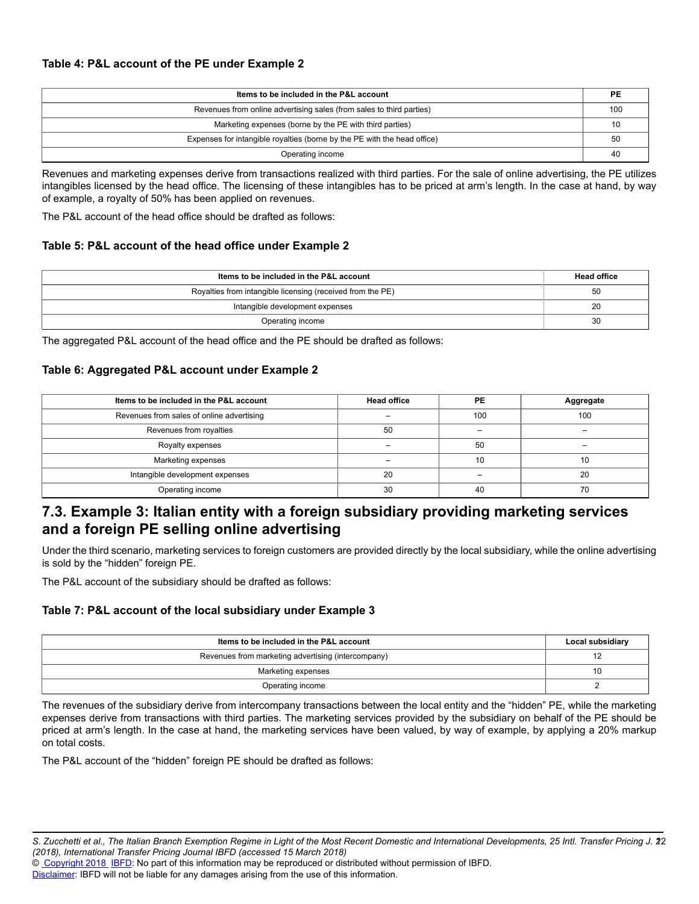#### Table 4: P&L account of the PE under Example 2

| Items to be included in the P&L account | PE |
|---|---|
| Revenues from online advertising sales (from sales to third parties) | 100 |
| Marketing expenses (borne by the PE with third parties) | 10 |
| Expenses for intangible royalties (borne by the PE with the head office) | 50 |
| Operating income | 40 |

Revenues and marketing expenses derive from transactions realized with third parties. For the sale of online advertising, the PE utilizes intangibles licensed by the head office. The licensing of these intangibles has to be priced at arm's length. In the case at hand, by way of example, a royalty of 50% has been applied on revenues.

The P&L account of the head office should be drafted as follows:

#### Table 5: P&L account of the head office under Example 2

| Items to be included in the P&L account | Head office |
|---|---|
| Royalties from intangible licensing (received from the PE) | 50 |
| Intangible development expenses | 20 |
| Operating income | 30 |

The aggregated P&L account of the head office and the PE should be drafted as follows:

#### Table 6: Aggregated P&L account under Example 2

| Items to be included in the P&L account | Head office | PE | Aggregate |
|---|---|---|---|
| Revenues from sales of online advertising | – | 100 | 100 |
| Revenues from royalties | 50 | – | – |
| Royalty expenses | – | 50 | – |
| Marketing expenses | – | 10 | 10 |
| Intangible development expenses | 20 | – | 20 |
| Operating income | 30 | 40 | 70 |

## 7.3. Example 3: Italian entity with a foreign subsidiary providing marketing services and a foreign PE selling online advertising

Under the third scenario, marketing services to foreign customers are provided directly by the local subsidiary, while the online advertising is sold by the "hidden" foreign PE.

The P&L account of the subsidiary should be drafted as follows:

#### Table 7: P&L account of the local subsidiary under Example 3

| Items to be included in the P&L account | Local subsidiary |
|---|---|
| Revenues from marketing advertising (intercompany) | 12 |
| Marketing expenses | 10 |
| Operating income | 2 |

The revenues of the subsidiary derive from intercompany transactions between the local entity and the "hidden" PE, while the marketing expenses derive from transactions with third parties. The marketing services provided by the subsidiary on behalf of the PE should be priced at arm's length. In the case at hand, the marketing services have been valued, by way of example, by applying a 20% markup on total costs.

The P&L account of the "hidden" foreign PE should be drafted as follows: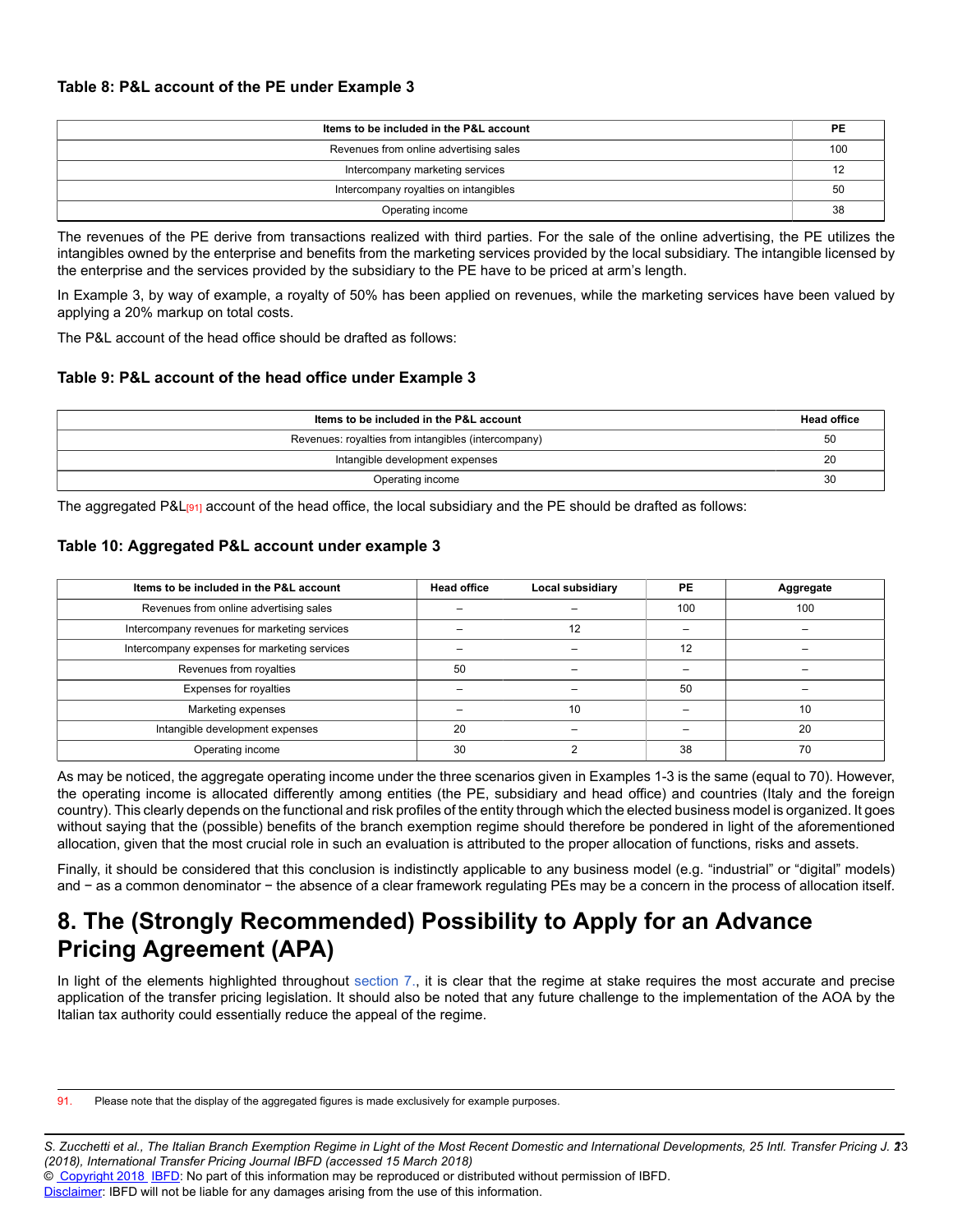### Table 8: P&L account of the PE under Example 3

| Items to be included in the P&L account | PE |
|---|---|
| Revenues from online advertising sales | 100 |
| Intercompany marketing services | 12 |
| Intercompany royalties on intangibles | 50 |
| Operating income | 38 |

The revenues of the PE derive from transactions realized with third parties. For the sale of the online advertising, the PE utilizes the intangibles owned by the enterprise and benefits from the marketing services provided by the local subsidiary. The intangible licensed by the enterprise and the services provided by the subsidiary to the PE have to be priced at arm's length.

In Example 3, by way of example, a royalty of 50% has been applied on revenues, while the marketing services have been valued by applying a 20% markup on total costs.

The P&L account of the head office should be drafted as follows:

### Table 9: P&L account of the head office under Example 3

| Items to be included in the P&L account | Head office |
|---|---|
| Revenues: royalties from intangibles (intercompany) | 50 |
| Intangible development expenses | 20 |
| Operating income | 30 |

The aggregated P&L[91] account of the head office, the local subsidiary and the PE should be drafted as follows:

### Table 10: Aggregated P&L account under example 3

| Items to be included in the P&L account | Head office | Local subsidiary | PE | Aggregate |
|---|---|---|---|---|
| Revenues from online advertising sales | – | – | 100 | 100 |
| Intercompany revenues for marketing services | – | 12 | – | – |
| Intercompany expenses for marketing services | – | – | 12 | – |
| Revenues from royalties | 50 | – | – | – |
| Expenses for royalties | – | – | 50 | – |
| Marketing expenses | – | 10 | – | 10 |
| Intangible development expenses | 20 | – | – | 20 |
| Operating income | 30 | 2 | 38 | 70 |

As may be noticed, the aggregate operating income under the three scenarios given in Examples 1-3 is the same (equal to 70). However, the operating income is allocated differently among entities (the PE, subsidiary and head office) and countries (Italy and the foreign country). This clearly depends on the functional and risk profiles of the entity through which the elected business model is organized. It goes without saying that the (possible) benefits of the branch exemption regime should therefore be pondered in light of the aforementioned allocation, given that the most crucial role in such an evaluation is attributed to the proper allocation of functions, risks and assets.

Finally, it should be considered that this conclusion is indistinctly applicable to any business model (e.g. "industrial" or "digital" models) and − as a common denominator − the absence of a clear framework regulating PEs may be a concern in the process of allocation itself.

# 8. The (Strongly Recommended) Possibility to Apply for an Advance Pricing Agreement (APA)

In light of the elements highlighted throughout section 7., it is clear that the regime at stake requires the most accurate and precise application of the transfer pricing legislation. It should also be noted that any future challenge to the implementation of the AOA by the Italian tax authority could essentially reduce the appeal of the regime.

---

91. Please note that the display of the aggregated figures is made exclusively for example purposes.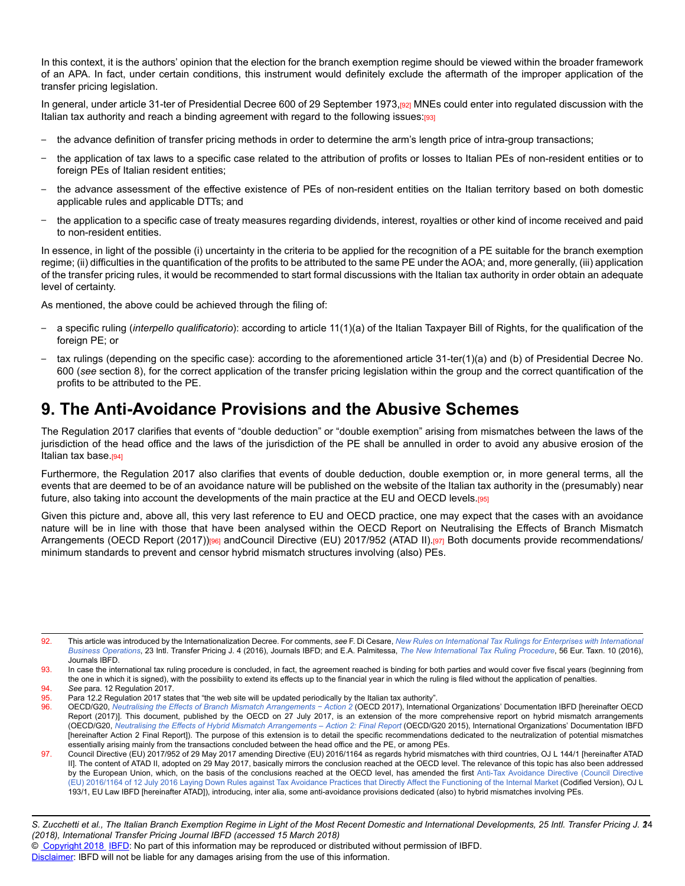In this context, it is the authors' opinion that the election for the branch exemption regime should be viewed within the broader framework of an APA. In fact, under certain conditions, this instrument would definitely exclude the aftermath of the improper application of the transfer pricing legislation.

In general, under article 31-ter of Presidential Decree 600 of 29 September 1973,[92] MNEs could enter into regulated discussion with the Italian tax authority and reach a binding agreement with regard to the following issues:[93]

- the advance definition of transfer pricing methods in order to determine the arm's length price of intra-group transactions;
- the application of tax laws to a specific case related to the attribution of profits or losses to Italian PEs of non-resident entities or to foreign PEs of Italian resident entities;
- the advance assessment of the effective existence of PEs of non-resident entities on the Italian territory based on both domestic applicable rules and applicable DTTs; and
- the application to a specific case of treaty measures regarding dividends, interest, royalties or other kind of income received and paid to non-resident entities.

In essence, in light of the possible (i) uncertainty in the criteria to be applied for the recognition of a PE suitable for the branch exemption regime; (ii) difficulties in the quantification of the profits to be attributed to the same PE under the AOA; and, more generally, (iii) application of the transfer pricing rules, it would be recommended to start formal discussions with the Italian tax authority in order obtain an adequate level of certainty.

As mentioned, the above could be achieved through the filing of:

- a specific ruling (*interpello qualificatorio*): according to article 11(1)(a) of the Italian Taxpayer Bill of Rights, for the qualification of the foreign PE; or
- tax rulings (depending on the specific case): according to the aforementioned article 31-ter(1)(a) and (b) of Presidential Decree No. 600 (*see* section 8), for the correct application of the transfer pricing legislation within the group and the correct quantification of the profits to be attributed to the PE.

# 9. The Anti-Avoidance Provisions and the Abusive Schemes

The Regulation 2017 clarifies that events of "double deduction" or "double exemption" arising from mismatches between the laws of the jurisdiction of the head office and the laws of the jurisdiction of the PE shall be annulled in order to avoid any abusive erosion of the Italian tax base.[94]

Furthermore, the Regulation 2017 also clarifies that events of double deduction, double exemption or, in more general terms, all the events that are deemed to be of an avoidance nature will be published on the website of the Italian tax authority in the (presumably) near future, also taking into account the developments of the main practice at the EU and OECD levels.[95]

Given this picture and, above all, this very last reference to EU and OECD practice, one may expect that the cases with an avoidance nature will be in line with those that have been analysed within the OECD Report on Neutralising the Effects of Branch Mismatch Arrangements (OECD Report (2017))[96] andCouncil Directive (EU) 2017/952 (ATAD II).[97] Both documents provide recommendations/ minimum standards to prevent and censor hybrid mismatch structures involving (also) PEs.

---

92. This article was introduced by the Internationalization Decree. For comments, *see* F. Di Cesare, *New Rules on International Tax Rulings for Enterprises with International Business Operations*, 23 Intl. Transfer Pricing J. 4 (2016), Journals IBFD; and E.A. Palmitessa, *The New International Tax Ruling Procedure*, 56 Eur. Taxn. 10 (2016), Journals IBFD.

93. In case the international tax ruling procedure is concluded, in fact, the agreement reached is binding for both parties and would cover five fiscal years (beginning from the one in which it is signed), with the possibility to extend its effects up to the financial year in which the ruling is filed without the application of penalties.

94. *See* para. 12 Regulation 2017.

95. Para 12.2 Regulation 2017 states that "the web site will be updated periodically by the Italian tax authority".

96. OECD/G20, *Neutralising the Effects of Branch Mismatch Arrangements − Action 2* (OECD 2017), International Organizations' Documentation IBFD [hereinafter OECD Report (2017)]. This document, published by the OECD on 27 July 2017, is an extension of the more comprehensive report on hybrid mismatch arrangements (OECD/G20, *Neutralising the Effects of Hybrid Mismatch Arrangements – Action 2: Final Report* (OECD/G20 2015), International Organizations' Documentation IBFD [hereinafter Action 2 Final Report]). The purpose of this extension is to detail the specific recommendations dedicated to the neutralization of potential mismatches essentially arising mainly from the transactions concluded between the head office and the PE, or among PEs.

97. Council Directive (EU) 2017/952 of 29 May 2017 amending Directive (EU) 2016/1164 as regards hybrid mismatches with third countries, OJ L 144/1 [hereinafter ATAD II]. The content of ATAD II, adopted on 29 May 2017, basically mirrors the conclusion reached at the OECD level. The relevance of this topic has also been addressed by the European Union, which, on the basis of the conclusions reached at the OECD level, has amended the first Anti-Tax Avoidance Directive (Council Directive (EU) 2016/1164 of 12 July 2016 Laying Down Rules against Tax Avoidance Practices that Directly Affect the Functioning of the Internal Market (Codified Version), OJ L 193/1, EU Law IBFD [hereinafter ATAD]), introducing, inter alia, some anti-avoidance provisions dedicated (also) to hybrid mismatches involving PEs.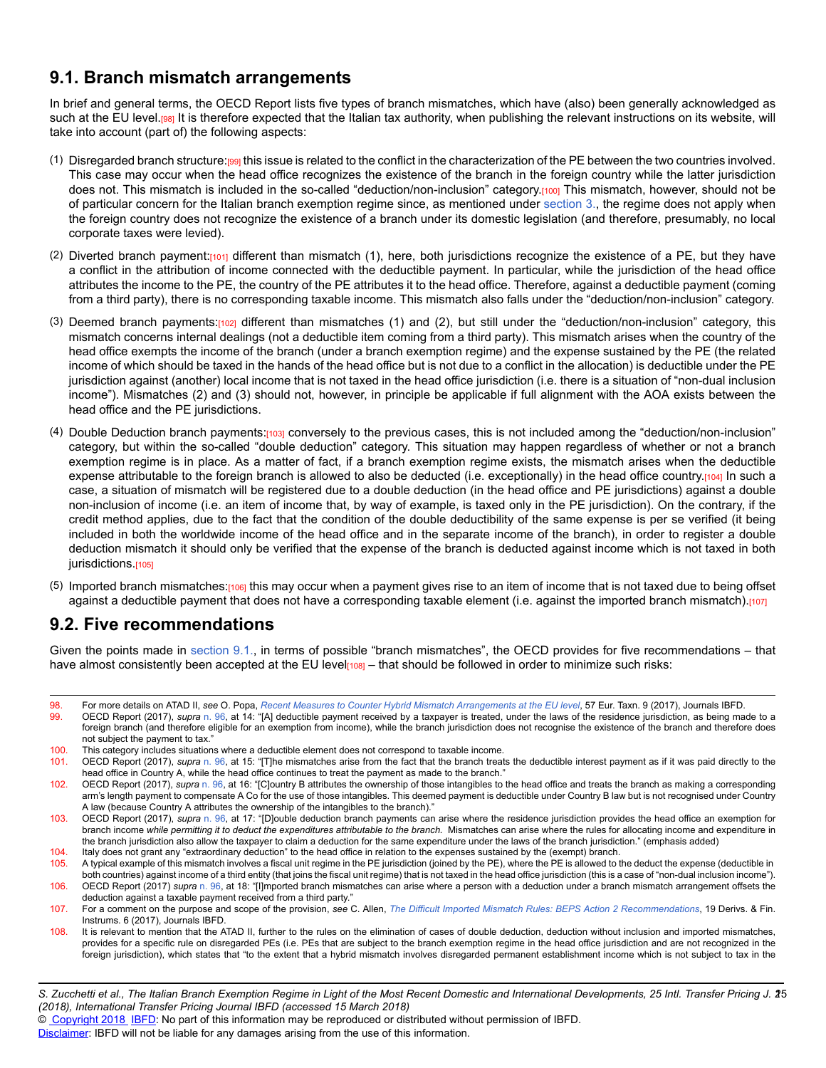## 9.1. Branch mismatch arrangements

In brief and general terms, the OECD Report lists five types of branch mismatches, which have (also) been generally acknowledged as such at the EU level.[98] It is therefore expected that the Italian tax authority, when publishing the relevant instructions on its website, will take into account (part of) the following aspects:

(1) Disregarded branch structure:[99] this issue is related to the conflict in the characterization of the PE between the two countries involved. This case may occur when the head office recognizes the existence of the branch in the foreign country while the latter jurisdiction does not. This mismatch is included in the so-called "deduction/non-inclusion" category.[100] This mismatch, however, should not be of particular concern for the Italian branch exemption regime since, as mentioned under section 3., the regime does not apply when the foreign country does not recognize the existence of a branch under its domestic legislation (and therefore, presumably, no local corporate taxes were levied).

(2) Diverted branch payment:[101] different than mismatch (1), here, both jurisdictions recognize the existence of a PE, but they have a conflict in the attribution of income connected with the deductible payment. In particular, while the jurisdiction of the head office attributes the income to the PE, the country of the PE attributes it to the head office. Therefore, against a deductible payment (coming from a third party), there is no corresponding taxable income. This mismatch also falls under the "deduction/non-inclusion" category.

(3) Deemed branch payments:[102] different than mismatches (1) and (2), but still under the "deduction/non-inclusion" category, this mismatch concerns internal dealings (not a deductible item coming from a third party). This mismatch arises when the country of the head office exempts the income of the branch (under a branch exemption regime) and the expense sustained by the PE (the related income of which should be taxed in the hands of the head office but is not due to a conflict in the allocation) is deductible under the PE jurisdiction against (another) local income that is not taxed in the head office jurisdiction (i.e. there is a situation of "non-dual inclusion income"). Mismatches (2) and (3) should not, however, in principle be applicable if full alignment with the AOA exists between the head office and the PE jurisdictions.

(4) Double Deduction branch payments:[103] conversely to the previous cases, this is not included among the "deduction/non-inclusion" category, but within the so-called "double deduction" category. This situation may happen regardless of whether or not a branch exemption regime is in place. As a matter of fact, if a branch exemption regime exists, the mismatch arises when the deductible expense attributable to the foreign branch is allowed to also be deducted (i.e. exceptionally) in the head office country.[104] In such a case, a situation of mismatch will be registered due to a double deduction (in the head office and PE jurisdictions) against a double non-inclusion of income (i.e. an item of income that, by way of example, is taxed only in the PE jurisdiction). On the contrary, if the credit method applies, due to the fact that the condition of the double deductibility of the same expense is per se verified (it being included in both the worldwide income of the head office and in the separate income of the branch), in order to register a double deduction mismatch it should only be verified that the expense of the branch is deducted against income which is not taxed in both jurisdictions.[105]

(5) Imported branch mismatches:[106] this may occur when a payment gives rise to an item of income that is not taxed due to being offset against a deductible payment that does not have a corresponding taxable element (i.e. against the imported branch mismatch).[107]

## 9.2. Five recommendations

Given the points made in section 9.1., in terms of possible "branch mismatches", the OECD provides for five recommendations – that have almost consistently been accepted at the EU level[108] – that should be followed in order to minimize such risks:

---

98. For more details on ATAD II, *see* O. Popa, *Recent Measures to Counter Hybrid Mismatch Arrangements at the EU level*, 57 Eur. Taxn. 9 (2017), Journals IBFD.
99. OECD Report (2017), *supra* n. 96, at 14: "[A] deductible payment received by a taxpayer is treated, under the laws of the residence jurisdiction, as being made to a foreign branch (and therefore eligible for an exemption from income), while the branch jurisdiction does not recognise the existence of the branch and therefore does not subject the payment to tax."
100. This category includes situations where a deductible element does not correspond to taxable income.
101. OECD Report (2017), *supra* n. 96, at 15: "[T]he mismatches arise from the fact that the branch treats the deductible interest payment as if it was paid directly to the head office in Country A, while the head office continues to treat the payment as made to the branch."
102. OECD Report (2017), *supra* n. 96, at 16: "[C]ountry B attributes the ownership of those intangibles to the head office and treats the branch as making a corresponding arm's length payment to compensate A Co for the use of those intangibles. This deemed payment is deductible under Country B law but is not recognised under Country A law (because Country A attributes the ownership of the intangibles to the branch)."
103. OECD Report (2017), *supra* n. 96, at 17: "[D]ouble deduction branch payments can arise where the residence jurisdiction provides the head office an exemption for branch income *while permitting it to deduct the expenditures attributable to the branch.* Mismatches can arise where the rules for allocating income and expenditure in the branch jurisdiction also allow the taxpayer to claim a deduction for the same expenditure under the laws of the branch jurisdiction." (emphasis added)
104. Italy does not grant any "extraordinary deduction" to the head office in relation to the expenses sustained by the (exempt) branch.
105. A typical example of this mismatch involves a fiscal unit regime in the PE jurisdiction (joined by the PE), where the PE is allowed to the deduct the expense (deductible in both countries) against income of a third entity (that joins the fiscal unit regime) that is not taxed in the head office jurisdiction (this is a case of "non-dual inclusion income").
106. OECD Report (2017) *supra* n. 96, at 18: "[I]mported branch mismatches can arise where a person with a deduction under a branch mismatch arrangement offsets the deduction against a taxable payment received from a third party."
107. For a comment on the purpose and scope of the provision, *see* C. Allen, *The Difficult Imported Mismatch Rules: BEPS Action 2 Recommendations*, 19 Derivs. & Fin. Instrums. 6 (2017), Journals IBFD.
108. It is relevant to mention that the ATAD II, further to the rules on the elimination of cases of double deduction, deduction without inclusion and imported mismatches, provides for a specific rule on disregarded PEs (i.e. PEs that are subject to the branch exemption regime in the head office jurisdiction and are not recognized in the foreign jurisdiction), which states that "to the extent that a hybrid mismatch involves disregarded permanent establishment income which is not subject to tax in the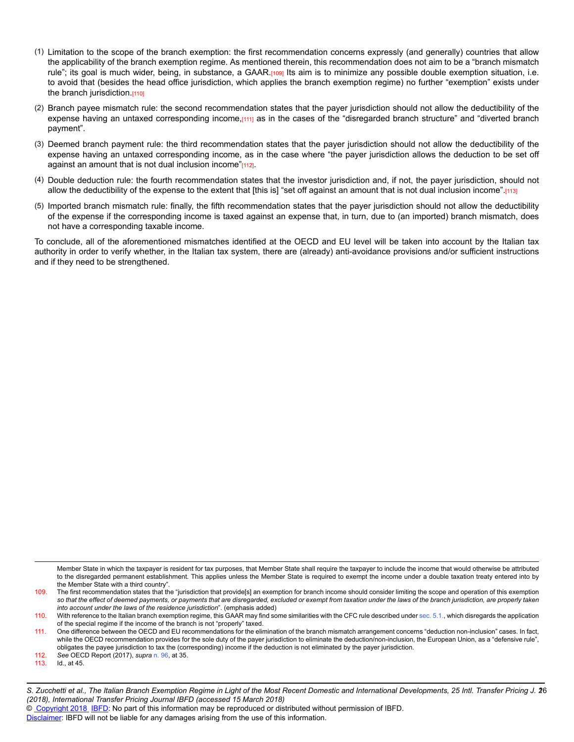(1) Limitation to the scope of the branch exemption: the first recommendation concerns expressly (and generally) countries that allow the applicability of the branch exemption regime. As mentioned therein, this recommendation does not aim to be a "branch mismatch rule"; its goal is much wider, being, in substance, a GAAR.[109] Its aim is to minimize any possible double exemption situation, i.e. to avoid that (besides the head office jurisdiction, which applies the branch exemption regime) no further "exemption" exists under the branch jurisdiction.[110]

(2) Branch payee mismatch rule: the second recommendation states that the payer jurisdiction should not allow the deductibility of the expense having an untaxed corresponding income,[111] as in the cases of the "disregarded branch structure" and "diverted branch payment".

(3) Deemed branch payment rule: the third recommendation states that the payer jurisdiction should not allow the deductibility of the expense having an untaxed corresponding income, as in the case where "the payer jurisdiction allows the deduction to be set off against an amount that is not dual inclusion income"[112].

(4) Double deduction rule: the fourth recommendation states that the investor jurisdiction and, if not, the payer jurisdiction, should not allow the deductibility of the expense to the extent that [this is] "set off against an amount that is not dual inclusion income".[113]

(5) Imported branch mismatch rule: finally, the fifth recommendation states that the payer jurisdiction should not allow the deductibility of the expense if the corresponding income is taxed against an expense that, in turn, due to (an imported) branch mismatch, does not have a corresponding taxable income.

To conclude, all of the aforementioned mismatches identified at the OECD and EU level will be taken into account by the Italian tax authority in order to verify whether, in the Italian tax system, there are (already) anti-avoidance provisions and/or sufficient instructions and if they need to be strengthened.

---

Member State in which the taxpayer is resident for tax purposes, that Member State shall require the taxpayer to include the income that would otherwise be attributed to the disregarded permanent establishment. This applies unless the Member State is required to exempt the income under a double taxation treaty entered into by the Member State with a third country".

109. The first recommendation states that the "jurisdiction that provide[s] an exemption for branch income should consider limiting the scope and operation of this exemption *so that the effect of deemed payments, or payments that are disregarded, excluded or exempt from taxation under the laws of the branch jurisdiction, are properly taken into account under the laws of the residence jurisdiction*". (emphasis added)

110. With reference to the Italian branch exemption regime, this GAAR may find some similarities with the CFC rule described under sec. 5.1., which disregards the application of the special regime if the income of the branch is not "properly" taxed.

111. One difference between the OECD and EU recommendations for the elimination of the branch mismatch arrangement concerns "deduction non-inclusion" cases. In fact, while the OECD recommendation provides for the sole duty of the payer jurisdiction to eliminate the deduction/non-inclusion, the European Union, as a "defensive rule", obligates the payee jurisdiction to tax the (corresponding) income if the deduction is not eliminated by the payer jurisdiction.

112. *See* OECD Report (2017), *supra* n. 96, at 35.

113. Id., at 45.